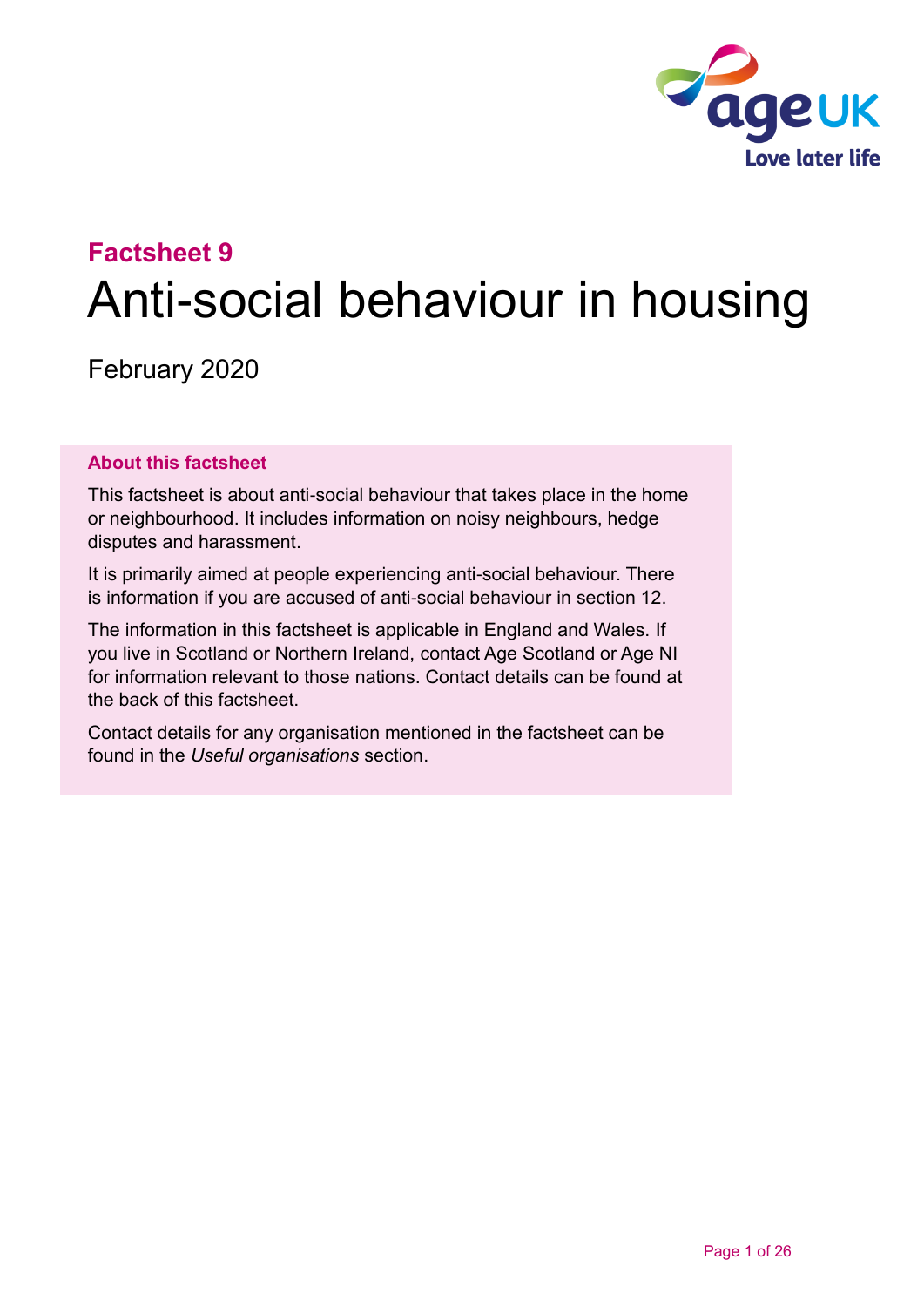**Factsheet 9**

# Anti-social behaviour in housing

February 2020

**About this factsheet**

This factsheet is about anti-social behaviour that takes place in the home or neighbourhood. It includes information on noisy neighbours, hedge disputes and harassment.

It is primarily aimed at people experiencing anti-social behaviour. There is information if you are accused of anti-social behaviour in section 12.

The information in this factsheet is applicable in England and Wales. If you live in Scotland or Northern Ireland, contact Age Scotland or Age NI for information relevant to those nations. Contact details can be found at the back of this factsheet.

Contact details for any organisation mentioned in the factsheet can be found in the *Useful organisations* section.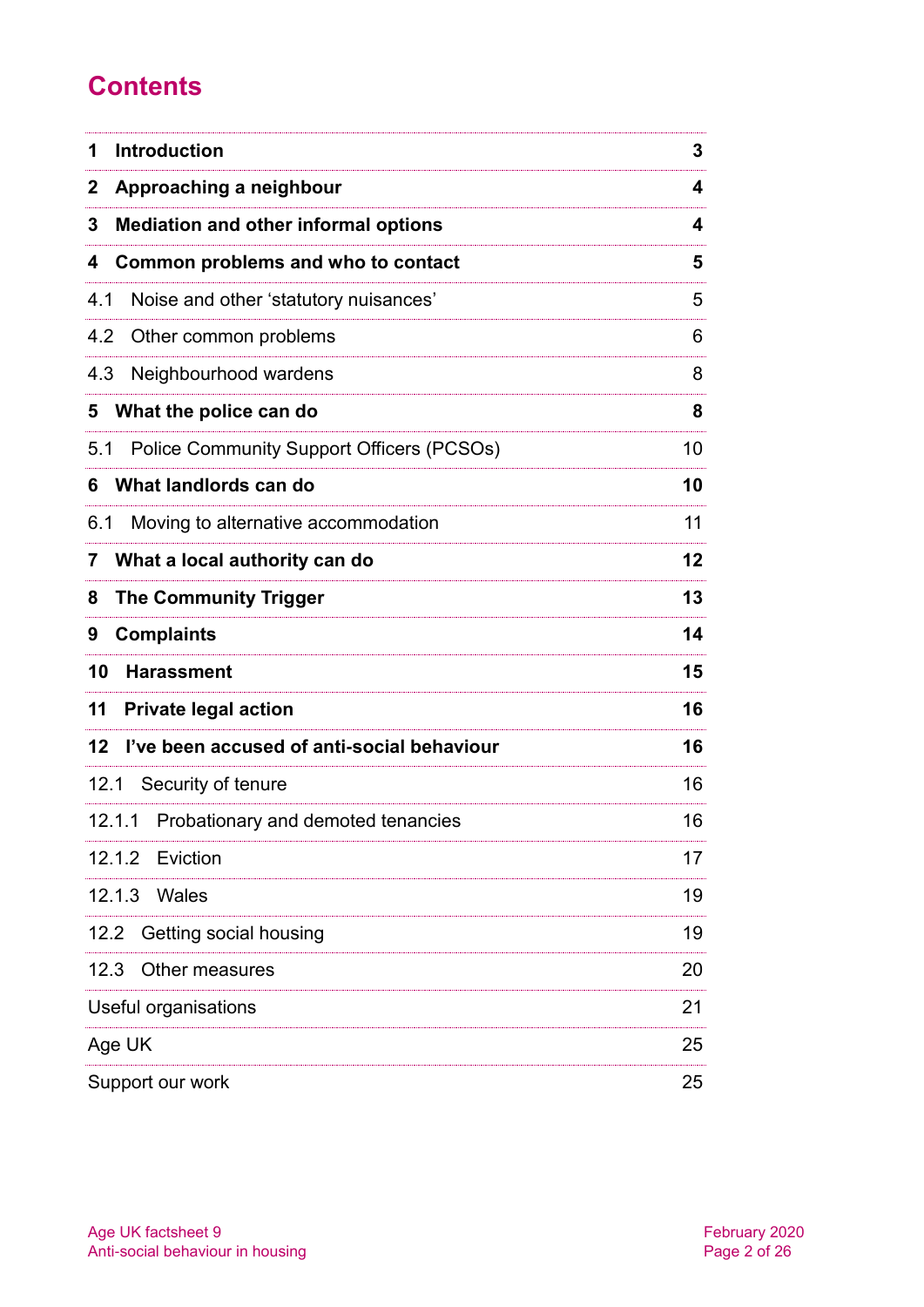# Contents

| | |
|---|---|
| **1 Introduction** | **3** |
| **2 Approaching a neighbour** | **4** |
| **3 Mediation and other informal options** | **4** |
| **4 Common problems and who to contact** | **5** |
| 4.1 Noise and other 'statutory nuisances' | 5 |
| 4.2 Other common problems | 6 |
| 4.3 Neighbourhood wardens | 8 |
| **5 What the police can do** | **8** |
| 5.1 Police Community Support Officers (PCSOs) | 10 |
| **6 What landlords can do** | **10** |
| 6.1 Moving to alternative accommodation | 11 |
| **7 What a local authority can do** | **12** |
| **8 The Community Trigger** | **13** |
| **9 Complaints** | **14** |
| **10 Harassment** | **15** |
| **11 Private legal action** | **16** |
| **12 I've been accused of anti-social behaviour** | **16** |
| 12.1 Security of tenure | 16 |
| 12.1.1 Probationary and demoted tenancies | 16 |
| 12.1.2 Eviction | 17 |
| 12.1.3 Wales | 19 |
| 12.2 Getting social housing | 19 |
| 12.3 Other measures | 20 |
| Useful organisations | 21 |
| Age UK | 25 |
| Support our work | 25 |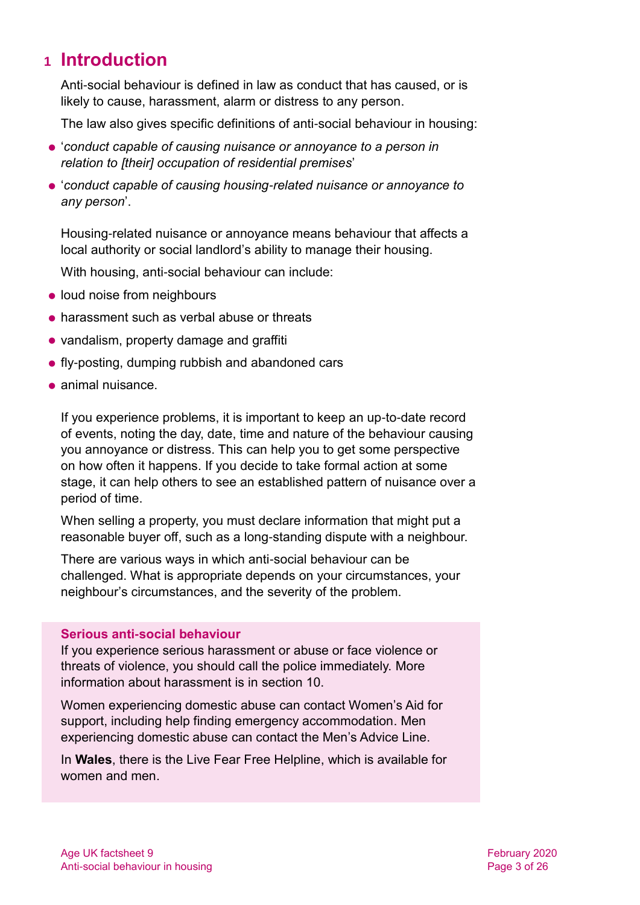# 1 Introduction

Anti-social behaviour is defined in law as conduct that has caused, or is likely to cause, harassment, alarm or distress to any person.

The law also gives specific definitions of anti-social behaviour in housing:

- '*conduct capable of causing nuisance or annoyance to a person in relation to [their] occupation of residential premises*'
- '*conduct capable of causing housing-related nuisance or annoyance to any person*'.

Housing-related nuisance or annoyance means behaviour that affects a local authority or social landlord's ability to manage their housing.

With housing, anti-social behaviour can include:

- loud noise from neighbours
- harassment such as verbal abuse or threats
- vandalism, property damage and graffiti
- fly-posting, dumping rubbish and abandoned cars
- animal nuisance.

If you experience problems, it is important to keep an up-to-date record of events, noting the day, date, time and nature of the behaviour causing you annoyance or distress. This can help you to get some perspective on how often it happens. If you decide to take formal action at some stage, it can help others to see an established pattern of nuisance over a period of time.

When selling a property, you must declare information that might put a reasonable buyer off, such as a long-standing dispute with a neighbour.

There are various ways in which anti-social behaviour can be challenged. What is appropriate depends on your circumstances, your neighbour's circumstances, and the severity of the problem.

**Serious anti-social behaviour**

If you experience serious harassment or abuse or face violence or threats of violence, you should call the police immediately. More information about harassment is in section 10.

Women experiencing domestic abuse can contact Women's Aid for support, including help finding emergency accommodation. Men experiencing domestic abuse can contact the Men's Advice Line.

In **Wales**, there is the Live Fear Free Helpline, which is available for women and men.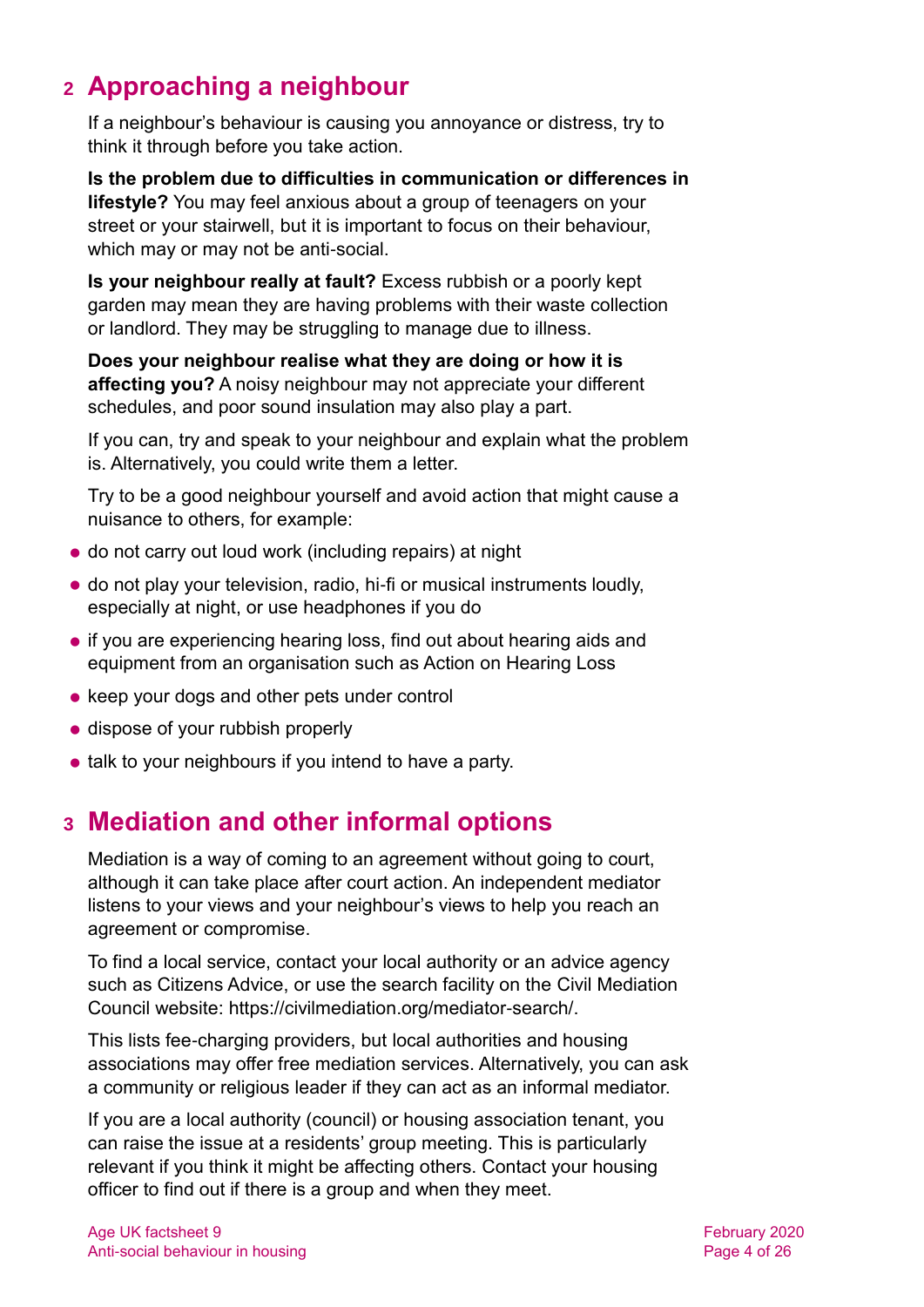## 2 Approaching a neighbour

If a neighbour's behaviour is causing you annoyance or distress, try to think it through before you take action.

**Is the problem due to difficulties in communication or differences in lifestyle?** You may feel anxious about a group of teenagers on your street or your stairwell, but it is important to focus on their behaviour, which may or may not be anti-social.

**Is your neighbour really at fault?** Excess rubbish or a poorly kept garden may mean they are having problems with their waste collection or landlord. They may be struggling to manage due to illness.

**Does your neighbour realise what they are doing or how it is affecting you?** A noisy neighbour may not appreciate your different schedules, and poor sound insulation may also play a part.

If you can, try and speak to your neighbour and explain what the problem is. Alternatively, you could write them a letter.

Try to be a good neighbour yourself and avoid action that might cause a nuisance to others, for example:

- do not carry out loud work (including repairs) at night
- do not play your television, radio, hi-fi or musical instruments loudly, especially at night, or use headphones if you do
- if you are experiencing hearing loss, find out about hearing aids and equipment from an organisation such as Action on Hearing Loss
- keep your dogs and other pets under control
- dispose of your rubbish properly
- talk to your neighbours if you intend to have a party.

## 3 Mediation and other informal options

Mediation is a way of coming to an agreement without going to court, although it can take place after court action. An independent mediator listens to your views and your neighbour's views to help you reach an agreement or compromise.

To find a local service, contact your local authority or an advice agency such as Citizens Advice, or use the search facility on the Civil Mediation Council website: https://civilmediation.org/mediator-search/.

This lists fee-charging providers, but local authorities and housing associations may offer free mediation services. Alternatively, you can ask a community or religious leader if they can act as an informal mediator.

If you are a local authority (council) or housing association tenant, you can raise the issue at a residents' group meeting. This is particularly relevant if you think it might be affecting others. Contact your housing officer to find out if there is a group and when they meet.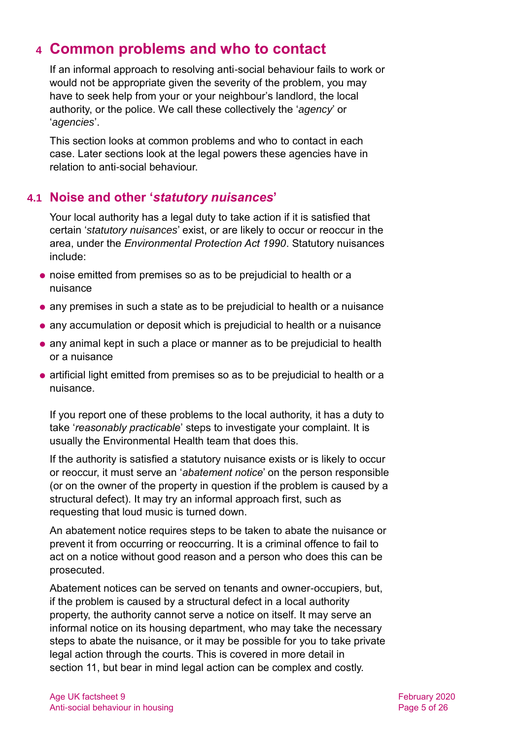# 4 Common problems and who to contact

If an informal approach to resolving anti-social behaviour fails to work or would not be appropriate given the severity of the problem, you may have to seek help from your or your neighbour's landlord, the local authority, or the police. We call these collectively the '*agency*' or '*agencies*'.

This section looks at common problems and who to contact in each case. Later sections look at the legal powers these agencies have in relation to anti-social behaviour.

## 4.1 Noise and other '*statutory nuisances*'

Your local authority has a legal duty to take action if it is satisfied that certain '*statutory nuisances*' exist, or are likely to occur or reoccur in the area, under the *Environmental Protection Act 1990*. Statutory nuisances include:

- noise emitted from premises so as to be prejudicial to health or a nuisance
- any premises in such a state as to be prejudicial to health or a nuisance
- any accumulation or deposit which is prejudicial to health or a nuisance
- any animal kept in such a place or manner as to be prejudicial to health or a nuisance
- artificial light emitted from premises so as to be prejudicial to health or a nuisance.

If you report one of these problems to the local authority, it has a duty to take '*reasonably practicable*' steps to investigate your complaint. It is usually the Environmental Health team that does this.

If the authority is satisfied a statutory nuisance exists or is likely to occur or reoccur, it must serve an '*abatement notice*' on the person responsible (or on the owner of the property in question if the problem is caused by a structural defect). It may try an informal approach first, such as requesting that loud music is turned down.

An abatement notice requires steps to be taken to abate the nuisance or prevent it from occurring or reoccurring. It is a criminal offence to fail to act on a notice without good reason and a person who does this can be prosecuted.

Abatement notices can be served on tenants and owner-occupiers, but, if the problem is caused by a structural defect in a local authority property, the authority cannot serve a notice on itself. It may serve an informal notice on its housing department, who may take the necessary steps to abate the nuisance, or it may be possible for you to take private legal action through the courts. This is covered in more detail in section 11, but bear in mind legal action can be complex and costly.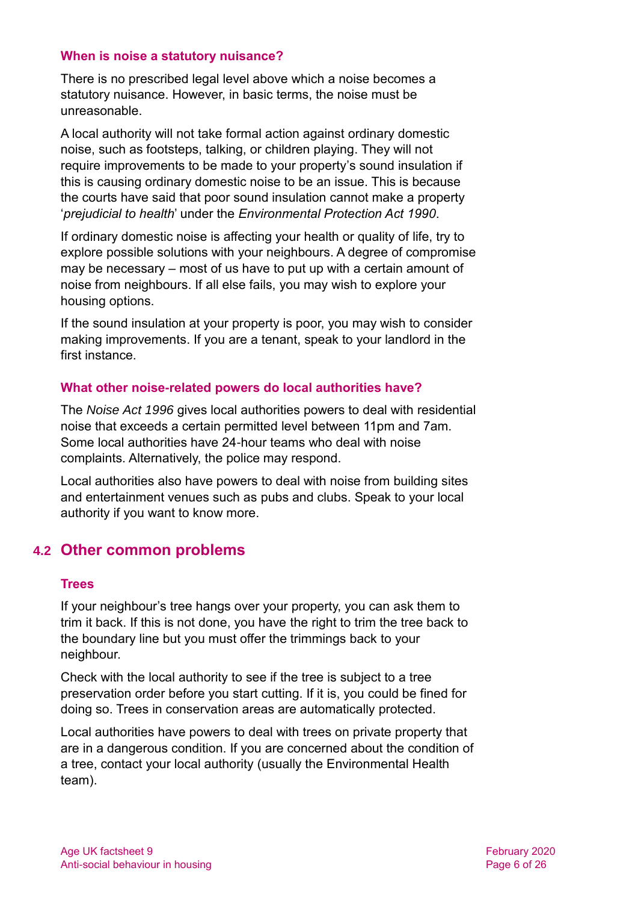### When is noise a statutory nuisance?

There is no prescribed legal level above which a noise becomes a statutory nuisance. However, in basic terms, the noise must be unreasonable.

A local authority will not take formal action against ordinary domestic noise, such as footsteps, talking, or children playing. They will not require improvements to be made to your property's sound insulation if this is causing ordinary domestic noise to be an issue. This is because the courts have said that poor sound insulation cannot make a property '*prejudicial to health*' under the *Environmental Protection Act 1990*.

If ordinary domestic noise is affecting your health or quality of life, try to explore possible solutions with your neighbours. A degree of compromise may be necessary – most of us have to put up with a certain amount of noise from neighbours. If all else fails, you may wish to explore your housing options.

If the sound insulation at your property is poor, you may wish to consider making improvements. If you are a tenant, speak to your landlord in the first instance.

### What other noise-related powers do local authorities have?

The *Noise Act 1996* gives local authorities powers to deal with residential noise that exceeds a certain permitted level between 11pm and 7am. Some local authorities have 24-hour teams who deal with noise complaints. Alternatively, the police may respond.

Local authorities also have powers to deal with noise from building sites and entertainment venues such as pubs and clubs. Speak to your local authority if you want to know more.

## 4.2 Other common problems

### Trees

If your neighbour's tree hangs over your property, you can ask them to trim it back. If this is not done, you have the right to trim the tree back to the boundary line but you must offer the trimmings back to your neighbour.

Check with the local authority to see if the tree is subject to a tree preservation order before you start cutting. If it is, you could be fined for doing so. Trees in conservation areas are automatically protected.

Local authorities have powers to deal with trees on private property that are in a dangerous condition. If you are concerned about the condition of a tree, contact your local authority (usually the Environmental Health team).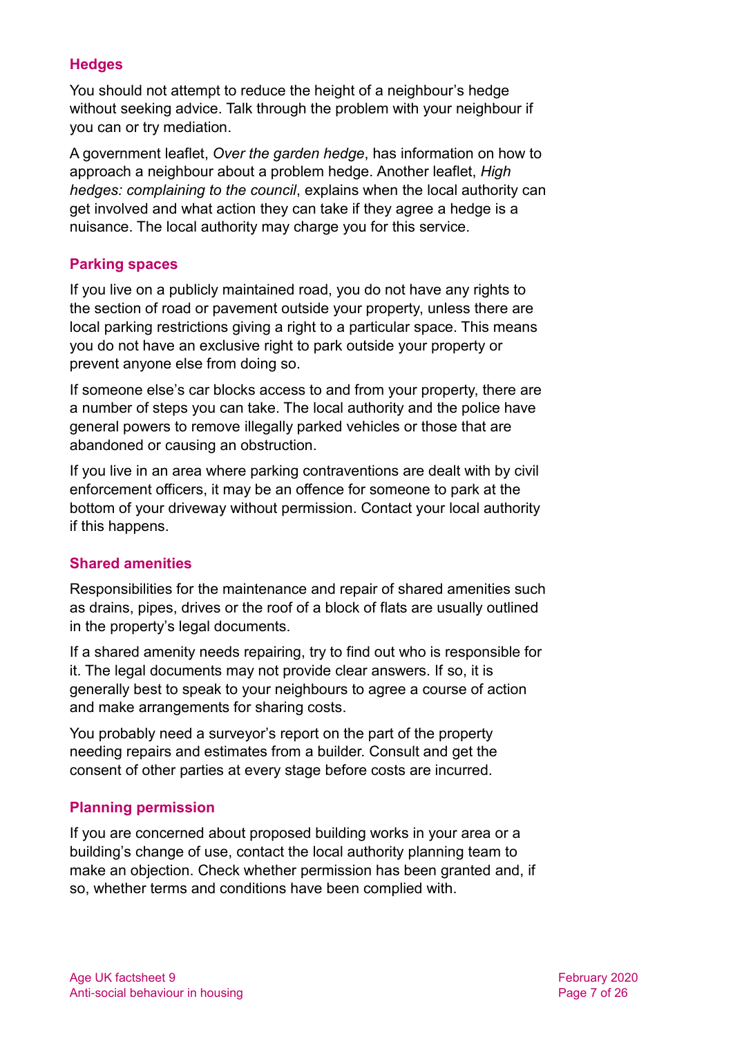### Hedges

You should not attempt to reduce the height of a neighbour's hedge without seeking advice. Talk through the problem with your neighbour if you can or try mediation.

A government leaflet, *Over the garden hedge*, has information on how to approach a neighbour about a problem hedge. Another leaflet, *High hedges: complaining to the council*, explains when the local authority can get involved and what action they can take if they agree a hedge is a nuisance. The local authority may charge you for this service.

### Parking spaces

If you live on a publicly maintained road, you do not have any rights to the section of road or pavement outside your property, unless there are local parking restrictions giving a right to a particular space. This means you do not have an exclusive right to park outside your property or prevent anyone else from doing so.

If someone else's car blocks access to and from your property, there are a number of steps you can take. The local authority and the police have general powers to remove illegally parked vehicles or those that are abandoned or causing an obstruction.

If you live in an area where parking contraventions are dealt with by civil enforcement officers, it may be an offence for someone to park at the bottom of your driveway without permission. Contact your local authority if this happens.

### Shared amenities

Responsibilities for the maintenance and repair of shared amenities such as drains, pipes, drives or the roof of a block of flats are usually outlined in the property's legal documents.

If a shared amenity needs repairing, try to find out who is responsible for it. The legal documents may not provide clear answers. If so, it is generally best to speak to your neighbours to agree a course of action and make arrangements for sharing costs.

You probably need a surveyor's report on the part of the property needing repairs and estimates from a builder. Consult and get the consent of other parties at every stage before costs are incurred.

### Planning permission

If you are concerned about proposed building works in your area or a building's change of use, contact the local authority planning team to make an objection. Check whether permission has been granted and, if so, whether terms and conditions have been complied with.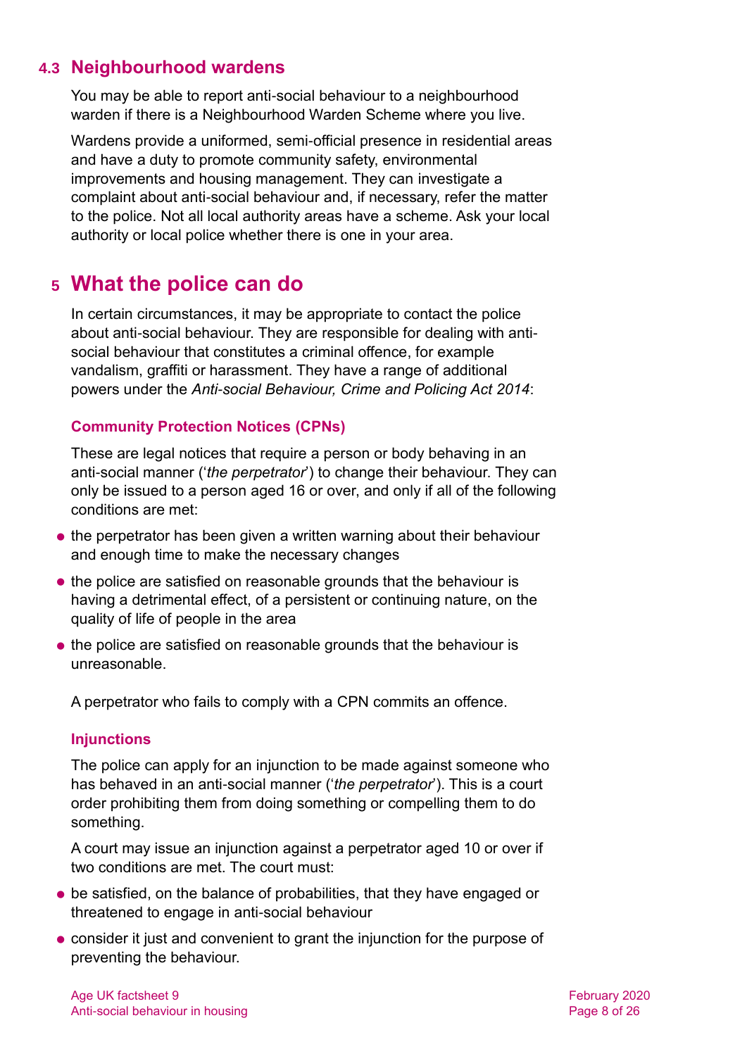### 4.3 Neighbourhood wardens

You may be able to report anti-social behaviour to a neighbourhood warden if there is a Neighbourhood Warden Scheme where you live.

Wardens provide a uniformed, semi-official presence in residential areas and have a duty to promote community safety, environmental improvements and housing management. They can investigate a complaint about anti-social behaviour and, if necessary, refer the matter to the police. Not all local authority areas have a scheme. Ask your local authority or local police whether there is one in your area.

## 5 What the police can do

In certain circumstances, it may be appropriate to contact the police about anti-social behaviour. They are responsible for dealing with anti-social behaviour that constitutes a criminal offence, for example vandalism, graffiti or harassment. They have a range of additional powers under the *Anti-social Behaviour, Crime and Policing Act 2014*:

#### Community Protection Notices (CPNs)

These are legal notices that require a person or body behaving in an anti-social manner ('*the perpetrator*') to change their behaviour. They can only be issued to a person aged 16 or over, and only if all of the following conditions are met:

- the perpetrator has been given a written warning about their behaviour and enough time to make the necessary changes
- the police are satisfied on reasonable grounds that the behaviour is having a detrimental effect, of a persistent or continuing nature, on the quality of life of people in the area
- the police are satisfied on reasonable grounds that the behaviour is unreasonable.

A perpetrator who fails to comply with a CPN commits an offence.

#### Injunctions

The police can apply for an injunction to be made against someone who has behaved in an anti-social manner ('*the perpetrator*'). This is a court order prohibiting them from doing something or compelling them to do something.

A court may issue an injunction against a perpetrator aged 10 or over if two conditions are met. The court must:

- be satisfied, on the balance of probabilities, that they have engaged or threatened to engage in anti-social behaviour
- consider it just and convenient to grant the injunction for the purpose of preventing the behaviour.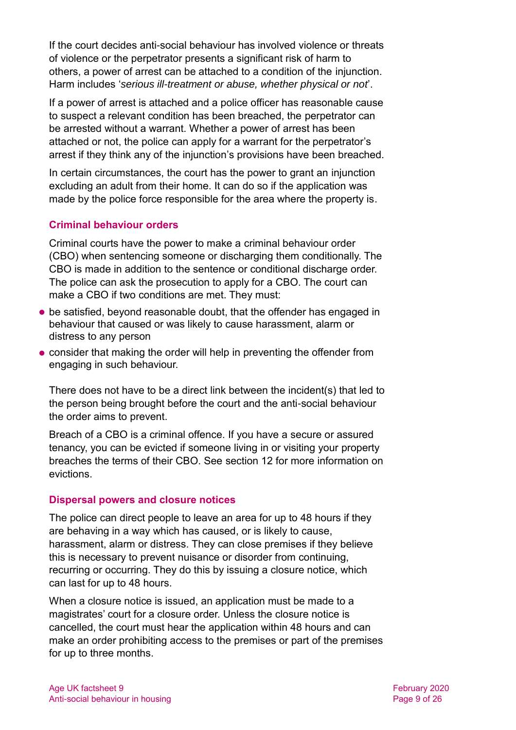If the court decides anti-social behaviour has involved violence or threats of violence or the perpetrator presents a significant risk of harm to others, a power of arrest can be attached to a condition of the injunction. Harm includes '*serious ill-treatment or abuse, whether physical or not*'.

If a power of arrest is attached and a police officer has reasonable cause to suspect a relevant condition has been breached, the perpetrator can be arrested without a warrant. Whether a power of arrest has been attached or not, the police can apply for a warrant for the perpetrator's arrest if they think any of the injunction's provisions have been breached.

In certain circumstances, the court has the power to grant an injunction excluding an adult from their home. It can do so if the application was made by the police force responsible for the area where the property is.

### Criminal behaviour orders

Criminal courts have the power to make a criminal behaviour order (CBO) when sentencing someone or discharging them conditionally. The CBO is made in addition to the sentence or conditional discharge order. The police can ask the prosecution to apply for a CBO. The court can make a CBO if two conditions are met. They must:

- be satisfied, beyond reasonable doubt, that the offender has engaged in behaviour that caused or was likely to cause harassment, alarm or distress to any person
- consider that making the order will help in preventing the offender from engaging in such behaviour.

There does not have to be a direct link between the incident(s) that led to the person being brought before the court and the anti-social behaviour the order aims to prevent.

Breach of a CBO is a criminal offence. If you have a secure or assured tenancy, you can be evicted if someone living in or visiting your property breaches the terms of their CBO. See section 12 for more information on evictions.

### Dispersal powers and closure notices

The police can direct people to leave an area for up to 48 hours if they are behaving in a way which has caused, or is likely to cause, harassment, alarm or distress. They can close premises if they believe this is necessary to prevent nuisance or disorder from continuing, recurring or occurring. They do this by issuing a closure notice, which can last for up to 48 hours.

When a closure notice is issued, an application must be made to a magistrates' court for a closure order. Unless the closure notice is cancelled, the court must hear the application within 48 hours and can make an order prohibiting access to the premises or part of the premises for up to three months.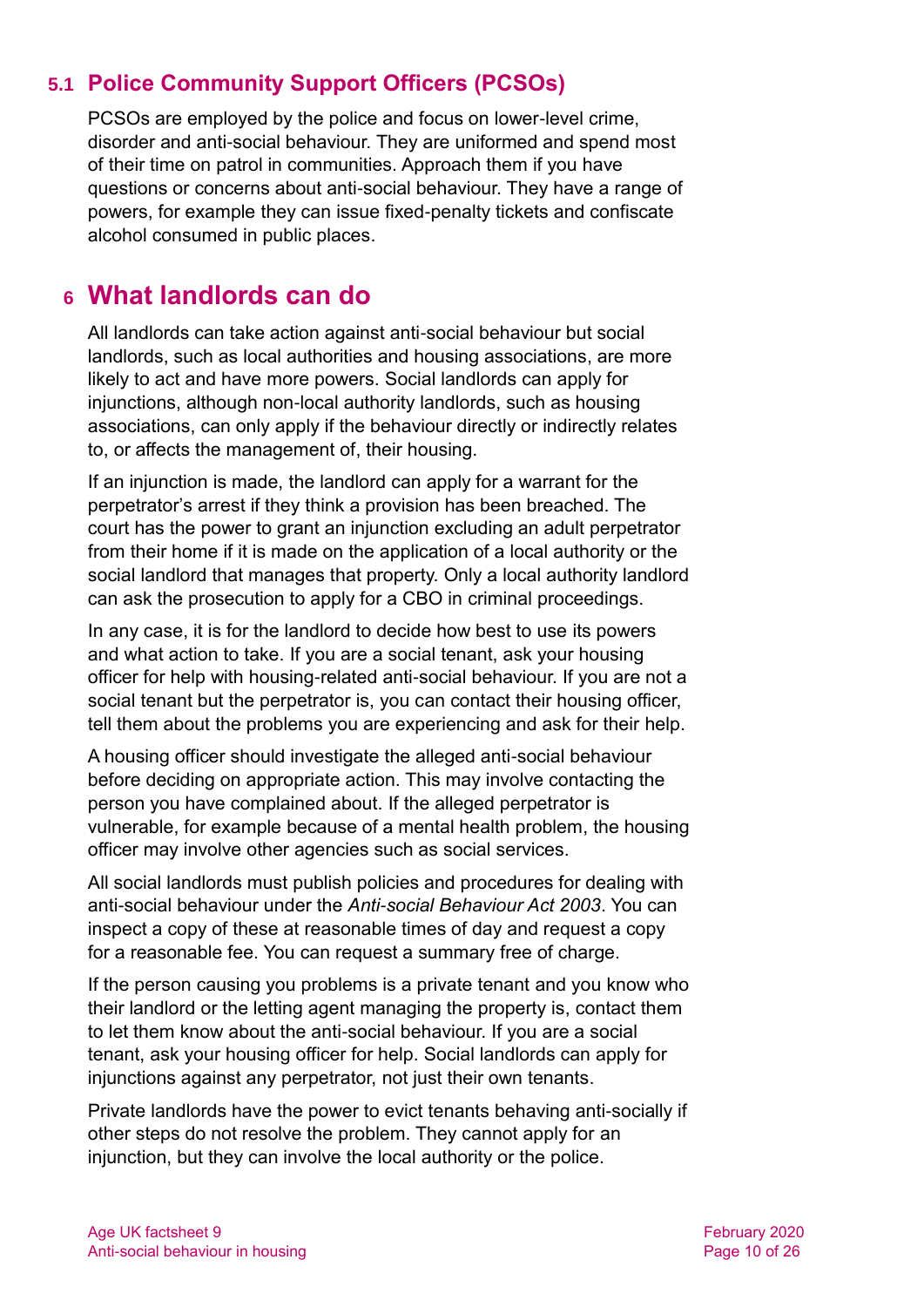### 5.1 Police Community Support Officers (PCSOs)

PCSOs are employed by the police and focus on lower-level crime, disorder and anti-social behaviour. They are uniformed and spend most of their time on patrol in communities. Approach them if you have questions or concerns about anti-social behaviour. They have a range of powers, for example they can issue fixed-penalty tickets and confiscate alcohol consumed in public places.

## 6 What landlords can do

All landlords can take action against anti-social behaviour but social landlords, such as local authorities and housing associations, are more likely to act and have more powers. Social landlords can apply for injunctions, although non-local authority landlords, such as housing associations, can only apply if the behaviour directly or indirectly relates to, or affects the management of, their housing.

If an injunction is made, the landlord can apply for a warrant for the perpetrator's arrest if they think a provision has been breached. The court has the power to grant an injunction excluding an adult perpetrator from their home if it is made on the application of a local authority or the social landlord that manages that property. Only a local authority landlord can ask the prosecution to apply for a CBO in criminal proceedings.

In any case, it is for the landlord to decide how best to use its powers and what action to take. If you are a social tenant, ask your housing officer for help with housing-related anti-social behaviour. If you are not a social tenant but the perpetrator is, you can contact their housing officer, tell them about the problems you are experiencing and ask for their help.

A housing officer should investigate the alleged anti-social behaviour before deciding on appropriate action. This may involve contacting the person you have complained about. If the alleged perpetrator is vulnerable, for example because of a mental health problem, the housing officer may involve other agencies such as social services.

All social landlords must publish policies and procedures for dealing with anti-social behaviour under the *Anti-social Behaviour Act 2003*. You can inspect a copy of these at reasonable times of day and request a copy for a reasonable fee. You can request a summary free of charge.

If the person causing you problems is a private tenant and you know who their landlord or the letting agent managing the property is, contact them to let them know about the anti-social behaviour. If you are a social tenant, ask your housing officer for help. Social landlords can apply for injunctions against any perpetrator, not just their own tenants.

Private landlords have the power to evict tenants behaving anti-socially if other steps do not resolve the problem. They cannot apply for an injunction, but they can involve the local authority or the police.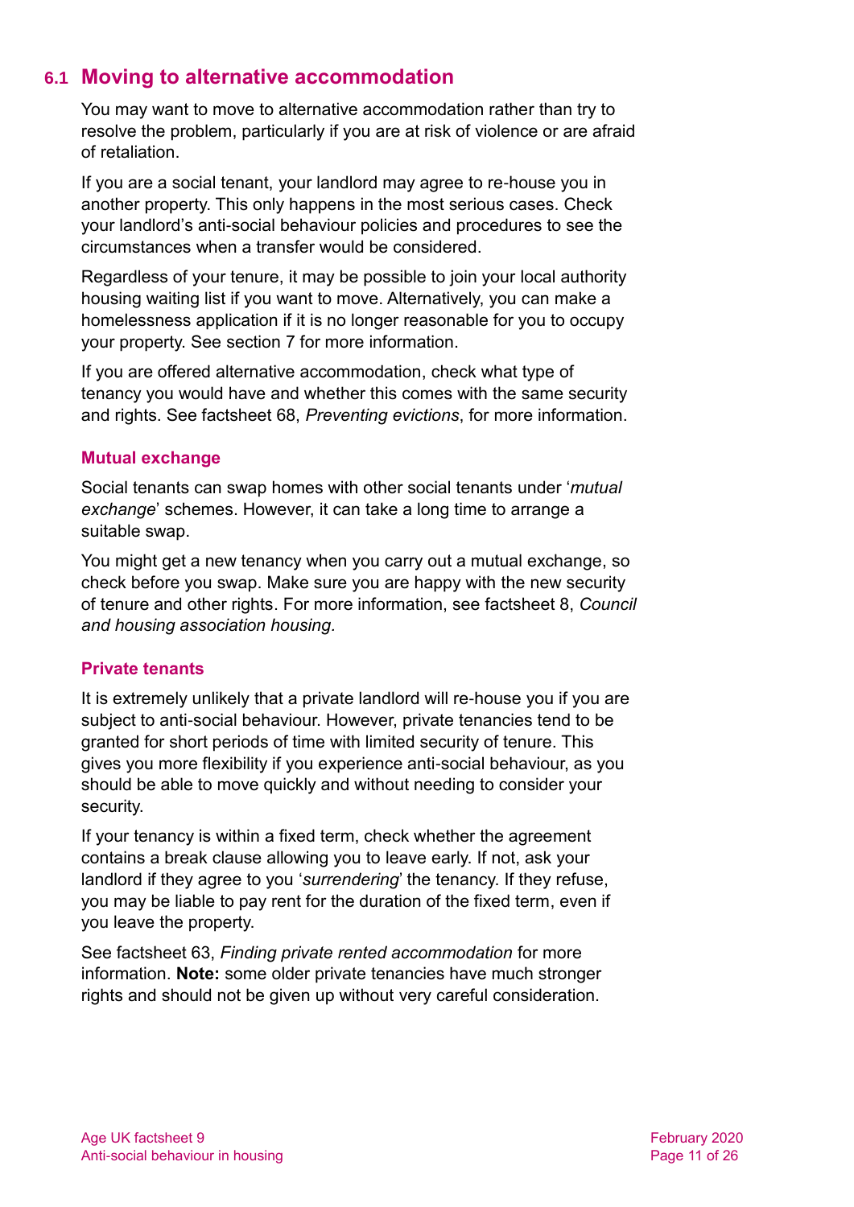## 6.1 Moving to alternative accommodation

You may want to move to alternative accommodation rather than try to resolve the problem, particularly if you are at risk of violence or are afraid of retaliation.

If you are a social tenant, your landlord may agree to re-house you in another property. This only happens in the most serious cases. Check your landlord's anti-social behaviour policies and procedures to see the circumstances when a transfer would be considered.

Regardless of your tenure, it may be possible to join your local authority housing waiting list if you want to move. Alternatively, you can make a homelessness application if it is no longer reasonable for you to occupy your property. See section 7 for more information.

If you are offered alternative accommodation, check what type of tenancy you would have and whether this comes with the same security and rights. See factsheet 68, *Preventing evictions*, for more information.

### Mutual exchange

Social tenants can swap homes with other social tenants under '*mutual exchange*' schemes. However, it can take a long time to arrange a suitable swap.

You might get a new tenancy when you carry out a mutual exchange, so check before you swap. Make sure you are happy with the new security of tenure and other rights. For more information, see factsheet 8, *Council and housing association housing.*

### Private tenants

It is extremely unlikely that a private landlord will re-house you if you are subject to anti-social behaviour. However, private tenancies tend to be granted for short periods of time with limited security of tenure. This gives you more flexibility if you experience anti-social behaviour, as you should be able to move quickly and without needing to consider your security.

If your tenancy is within a fixed term, check whether the agreement contains a break clause allowing you to leave early. If not, ask your landlord if they agree to you '*surrendering*' the tenancy. If they refuse, you may be liable to pay rent for the duration of the fixed term, even if you leave the property.

See factsheet 63, *Finding private rented accommodation* for more information. **Note:** some older private tenancies have much stronger rights and should not be given up without very careful consideration.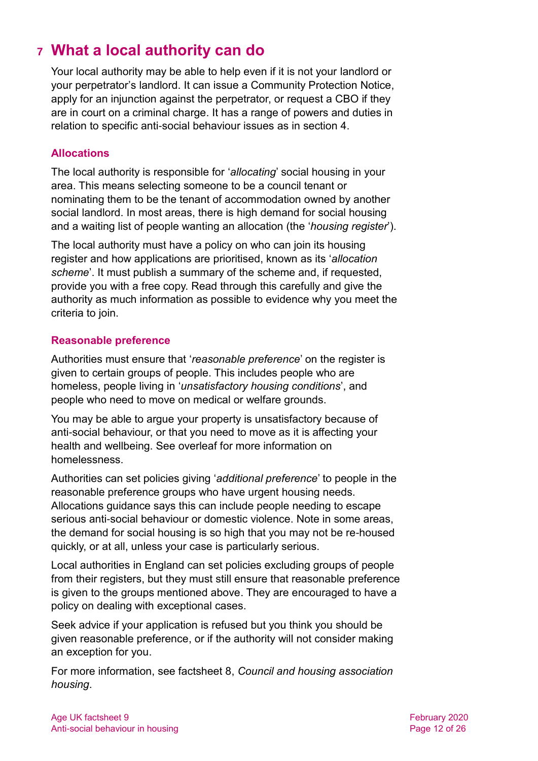# 7 What a local authority can do

Your local authority may be able to help even if it is not your landlord or your perpetrator's landlord. It can issue a Community Protection Notice, apply for an injunction against the perpetrator, or request a CBO if they are in court on a criminal charge. It has a range of powers and duties in relation to specific anti-social behaviour issues as in section 4.

### Allocations

The local authority is responsible for '*allocating*' social housing in your area. This means selecting someone to be a council tenant or nominating them to be the tenant of accommodation owned by another social landlord. In most areas, there is high demand for social housing and a waiting list of people wanting an allocation (the '*housing register*').

The local authority must have a policy on who can join its housing register and how applications are prioritised, known as its '*allocation scheme*'. It must publish a summary of the scheme and, if requested, provide you with a free copy. Read through this carefully and give the authority as much information as possible to evidence why you meet the criteria to join.

### Reasonable preference

Authorities must ensure that '*reasonable preference*' on the register is given to certain groups of people. This includes people who are homeless, people living in '*unsatisfactory housing conditions*', and people who need to move on medical or welfare grounds.

You may be able to argue your property is unsatisfactory because of anti-social behaviour, or that you need to move as it is affecting your health and wellbeing. See overleaf for more information on homelessness.

Authorities can set policies giving '*additional preference*' to people in the reasonable preference groups who have urgent housing needs. Allocations guidance says this can include people needing to escape serious anti-social behaviour or domestic violence. Note in some areas, the demand for social housing is so high that you may not be re-housed quickly, or at all, unless your case is particularly serious.

Local authorities in England can set policies excluding groups of people from their registers, but they must still ensure that reasonable preference is given to the groups mentioned above. They are encouraged to have a policy on dealing with exceptional cases.

Seek advice if your application is refused but you think you should be given reasonable preference, or if the authority will not consider making an exception for you.

For more information, see factsheet 8, *Council and housing association housing*.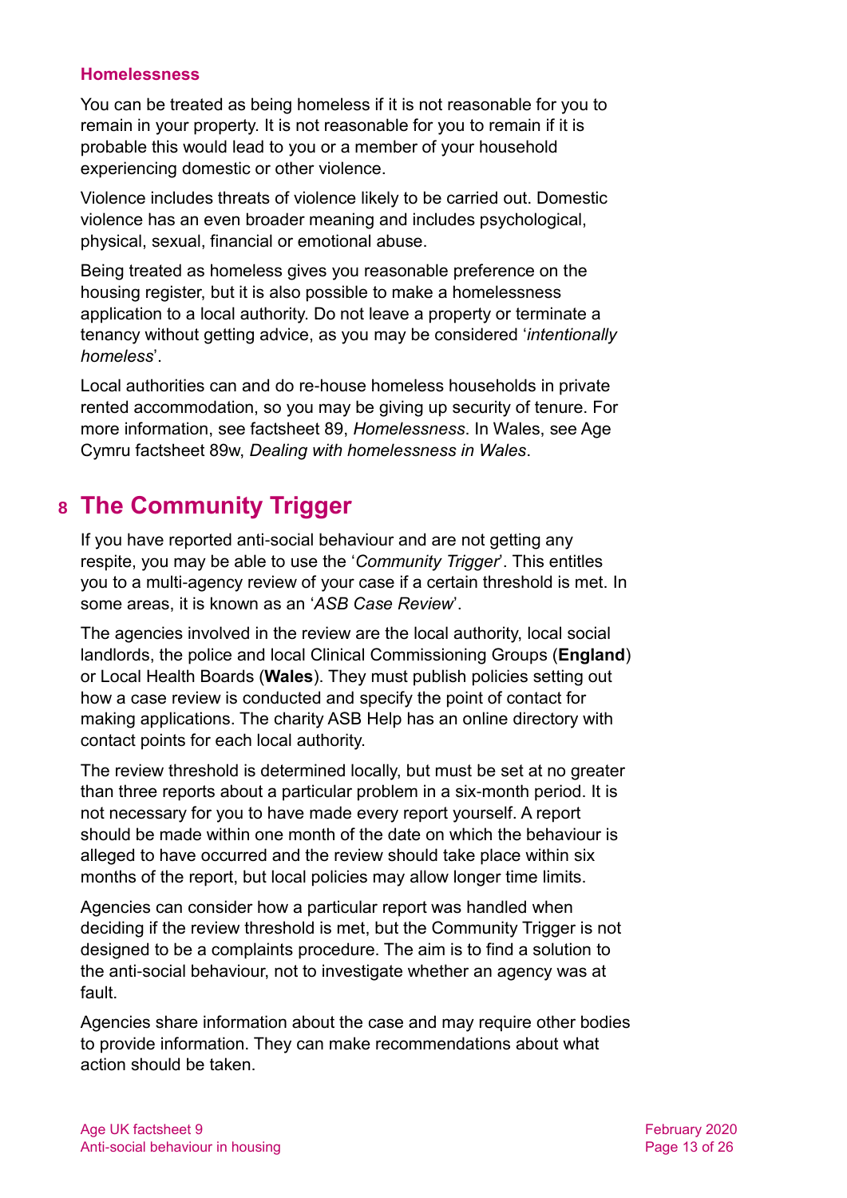### Homelessness

You can be treated as being homeless if it is not reasonable for you to remain in your property. It is not reasonable for you to remain if it is probable this would lead to you or a member of your household experiencing domestic or other violence.

Violence includes threats of violence likely to be carried out. Domestic violence has an even broader meaning and includes psychological, physical, sexual, financial or emotional abuse.

Being treated as homeless gives you reasonable preference on the housing register, but it is also possible to make a homelessness application to a local authority. Do not leave a property or terminate a tenancy without getting advice, as you may be considered '*intentionally homeless*'.

Local authorities can and do re-house homeless households in private rented accommodation, so you may be giving up security of tenure. For more information, see factsheet 89, *Homelessness*. In Wales, see Age Cymru factsheet 89w, *Dealing with homelessness in Wales*.

## 8 The Community Trigger

If you have reported anti-social behaviour and are not getting any respite, you may be able to use the '*Community Trigger*'. This entitles you to a multi-agency review of your case if a certain threshold is met. In some areas, it is known as an '*ASB Case Review*'.

The agencies involved in the review are the local authority, local social landlords, the police and local Clinical Commissioning Groups (**England**) or Local Health Boards (**Wales**). They must publish policies setting out how a case review is conducted and specify the point of contact for making applications. The charity ASB Help has an online directory with contact points for each local authority.

The review threshold is determined locally, but must be set at no greater than three reports about a particular problem in a six-month period. It is not necessary for you to have made every report yourself. A report should be made within one month of the date on which the behaviour is alleged to have occurred and the review should take place within six months of the report, but local policies may allow longer time limits.

Agencies can consider how a particular report was handled when deciding if the review threshold is met, but the Community Trigger is not designed to be a complaints procedure. The aim is to find a solution to the anti-social behaviour, not to investigate whether an agency was at fault.

Agencies share information about the case and may require other bodies to provide information. They can make recommendations about what action should be taken.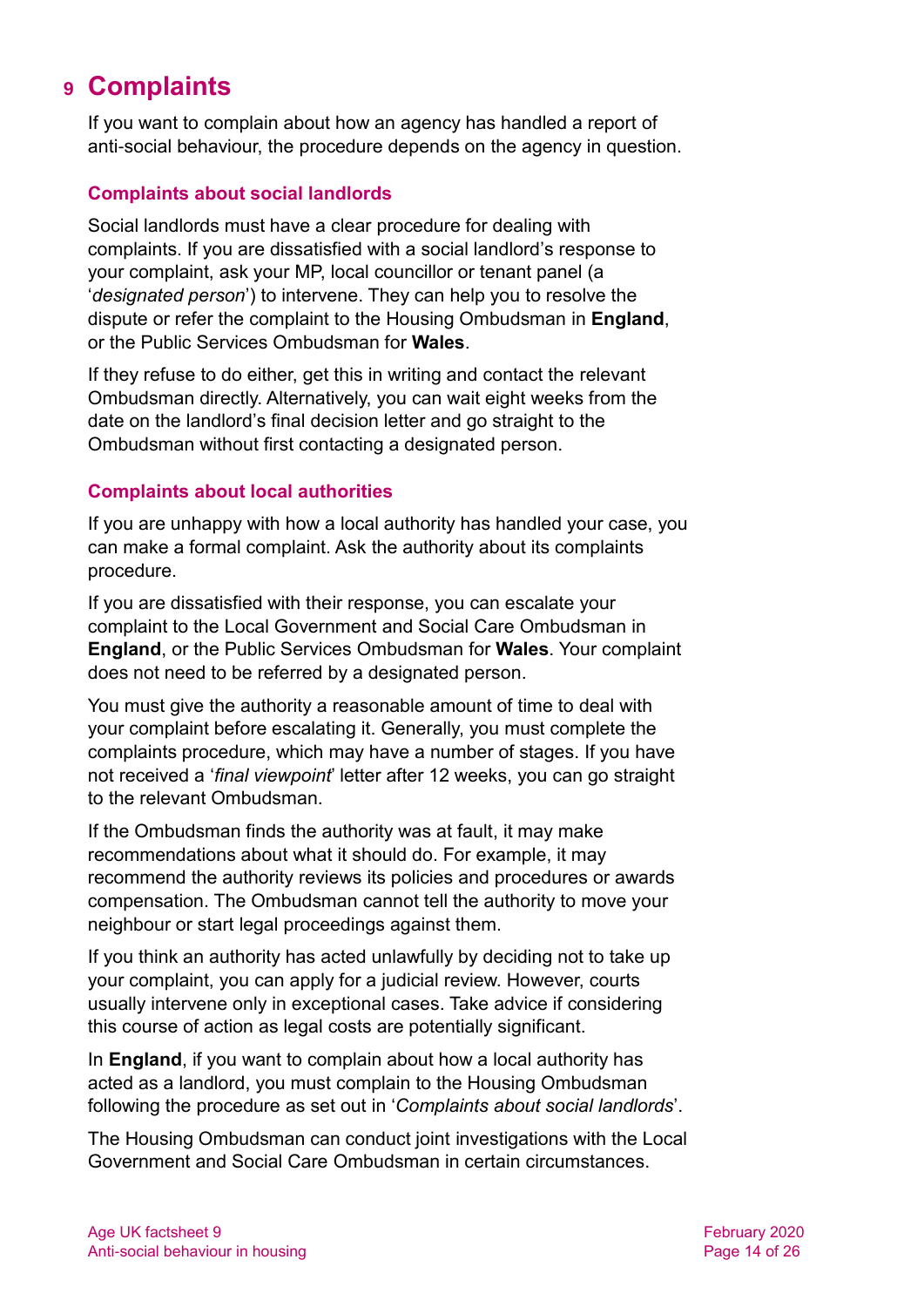# 9 Complaints

If you want to complain about how an agency has handled a report of anti-social behaviour, the procedure depends on the agency in question.

### Complaints about social landlords

Social landlords must have a clear procedure for dealing with complaints. If you are dissatisfied with a social landlord's response to your complaint, ask your MP, local councillor or tenant panel (a '*designated person*') to intervene. They can help you to resolve the dispute or refer the complaint to the Housing Ombudsman in **England**, or the Public Services Ombudsman for **Wales**.

If they refuse to do either, get this in writing and contact the relevant Ombudsman directly. Alternatively, you can wait eight weeks from the date on the landlord's final decision letter and go straight to the Ombudsman without first contacting a designated person.

### Complaints about local authorities

If you are unhappy with how a local authority has handled your case, you can make a formal complaint. Ask the authority about its complaints procedure.

If you are dissatisfied with their response, you can escalate your complaint to the Local Government and Social Care Ombudsman in **England**, or the Public Services Ombudsman for **Wales**. Your complaint does not need to be referred by a designated person.

You must give the authority a reasonable amount of time to deal with your complaint before escalating it. Generally, you must complete the complaints procedure, which may have a number of stages. If you have not received a '*final viewpoint*' letter after 12 weeks, you can go straight to the relevant Ombudsman.

If the Ombudsman finds the authority was at fault, it may make recommendations about what it should do. For example, it may recommend the authority reviews its policies and procedures or awards compensation. The Ombudsman cannot tell the authority to move your neighbour or start legal proceedings against them.

If you think an authority has acted unlawfully by deciding not to take up your complaint, you can apply for a judicial review. However, courts usually intervene only in exceptional cases. Take advice if considering this course of action as legal costs are potentially significant.

In **England**, if you want to complain about how a local authority has acted as a landlord, you must complain to the Housing Ombudsman following the procedure as set out in '*Complaints about social landlords*'.

The Housing Ombudsman can conduct joint investigations with the Local Government and Social Care Ombudsman in certain circumstances.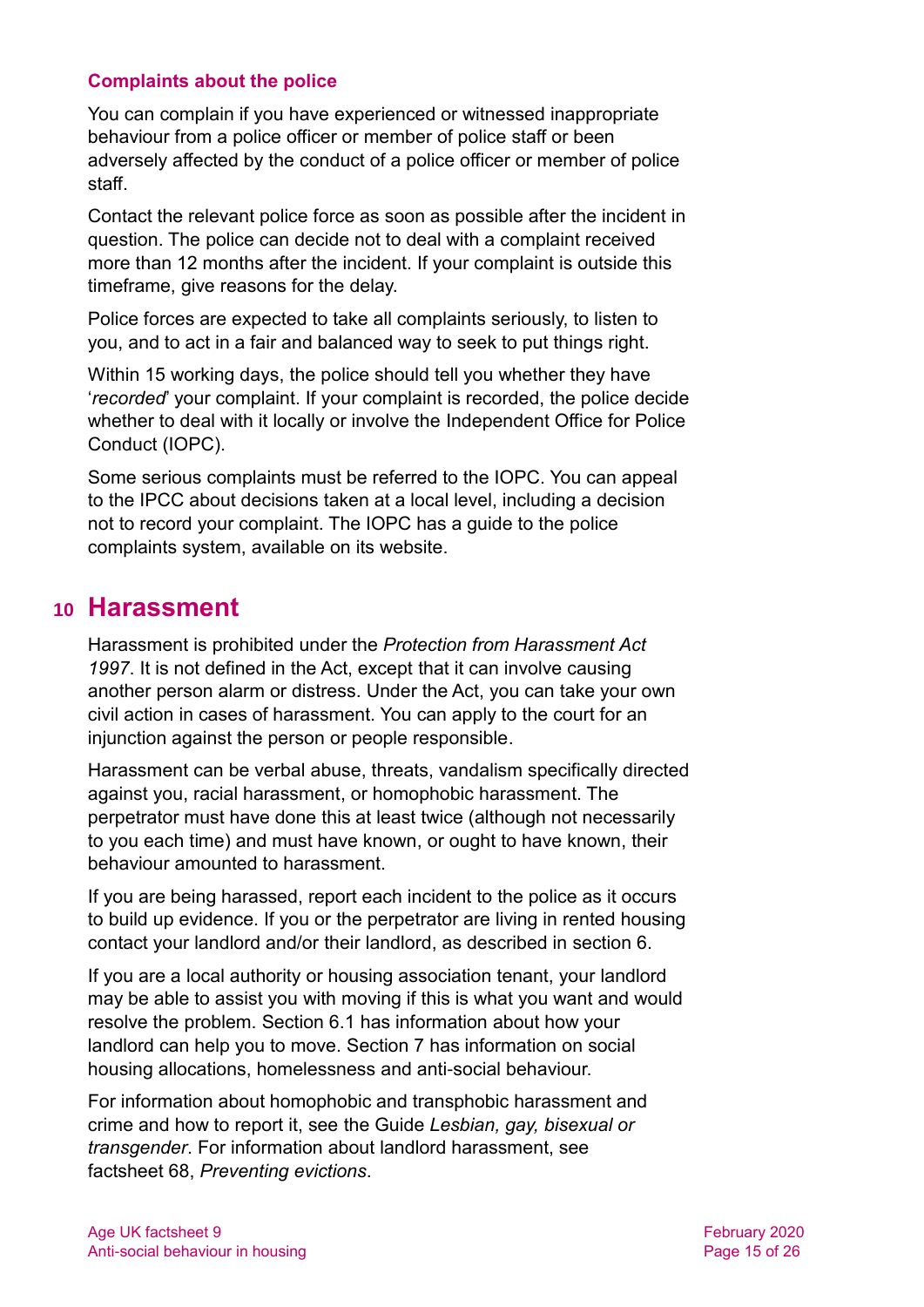### Complaints about the police

You can complain if you have experienced or witnessed inappropriate behaviour from a police officer or member of police staff or been adversely affected by the conduct of a police officer or member of police staff.

Contact the relevant police force as soon as possible after the incident in question. The police can decide not to deal with a complaint received more than 12 months after the incident. If your complaint is outside this timeframe, give reasons for the delay.

Police forces are expected to take all complaints seriously, to listen to you, and to act in a fair and balanced way to seek to put things right.

Within 15 working days, the police should tell you whether they have '*recorded*' your complaint. If your complaint is recorded, the police decide whether to deal with it locally or involve the Independent Office for Police Conduct (IOPC).

Some serious complaints must be referred to the IOPC. You can appeal to the IPCC about decisions taken at a local level, including a decision not to record your complaint. The IOPC has a guide to the police complaints system, available on its website.

## 10 Harassment

Harassment is prohibited under the *Protection from Harassment Act 1997*. It is not defined in the Act, except that it can involve causing another person alarm or distress. Under the Act, you can take your own civil action in cases of harassment. You can apply to the court for an injunction against the person or people responsible.

Harassment can be verbal abuse, threats, vandalism specifically directed against you, racial harassment, or homophobic harassment. The perpetrator must have done this at least twice (although not necessarily to you each time) and must have known, or ought to have known, their behaviour amounted to harassment.

If you are being harassed, report each incident to the police as it occurs to build up evidence. If you or the perpetrator are living in rented housing contact your landlord and/or their landlord, as described in section 6.

If you are a local authority or housing association tenant, your landlord may be able to assist you with moving if this is what you want and would resolve the problem. Section 6.1 has information about how your landlord can help you to move. Section 7 has information on social housing allocations, homelessness and anti-social behaviour.

For information about homophobic and transphobic harassment and crime and how to report it, see the Guide *Lesbian, gay, bisexual or transgender*. For information about landlord harassment, see factsheet 68, *Preventing evictions*.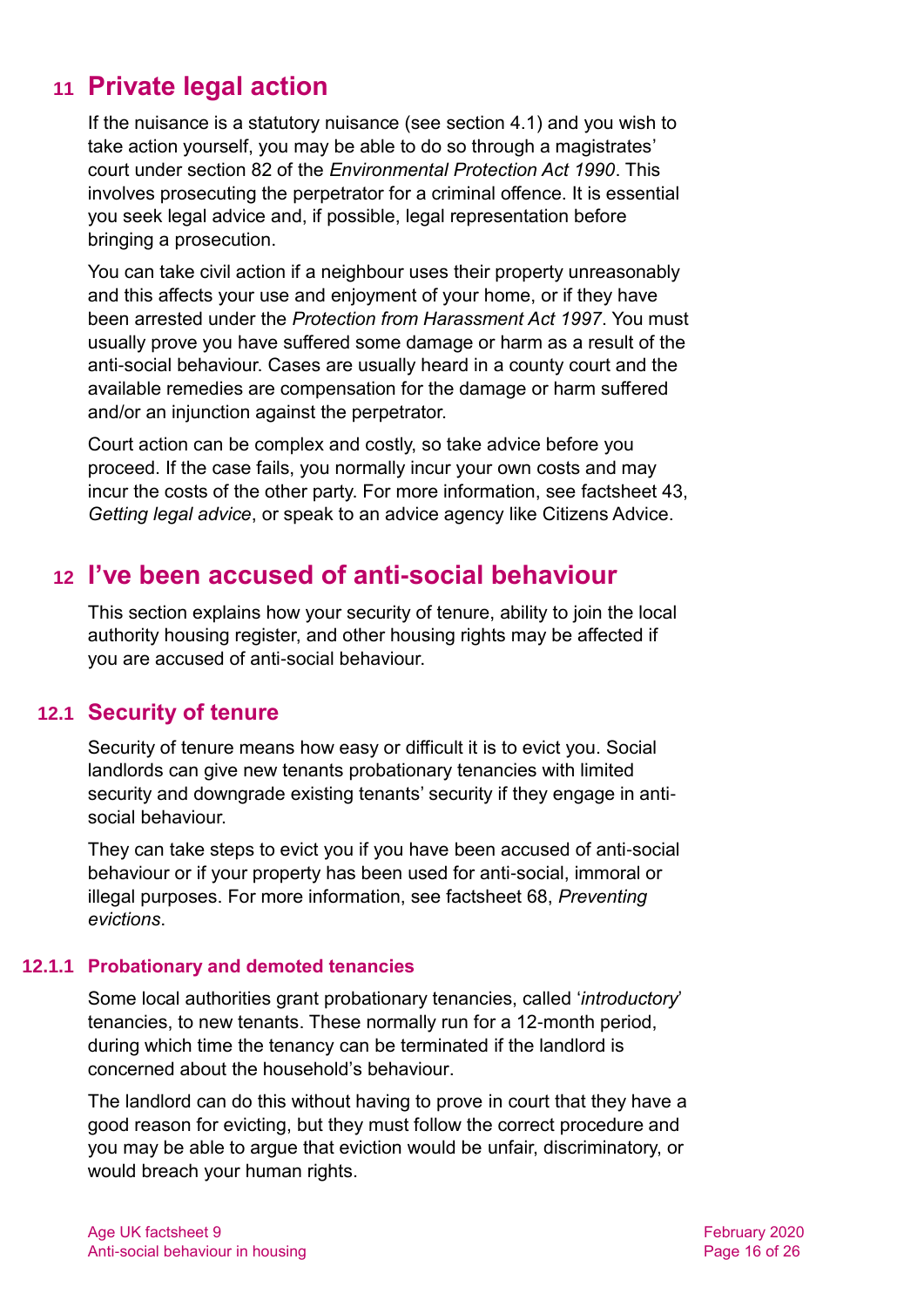## 11 Private legal action

If the nuisance is a statutory nuisance (see section 4.1) and you wish to take action yourself, you may be able to do so through a magistrates' court under section 82 of the *Environmental Protection Act 1990*. This involves prosecuting the perpetrator for a criminal offence. It is essential you seek legal advice and, if possible, legal representation before bringing a prosecution.

You can take civil action if a neighbour uses their property unreasonably and this affects your use and enjoyment of your home, or if they have been arrested under the *Protection from Harassment Act 1997*. You must usually prove you have suffered some damage or harm as a result of the anti-social behaviour. Cases are usually heard in a county court and the available remedies are compensation for the damage or harm suffered and/or an injunction against the perpetrator.

Court action can be complex and costly, so take advice before you proceed. If the case fails, you normally incur your own costs and may incur the costs of the other party. For more information, see factsheet 43, *Getting legal advice*, or speak to an advice agency like Citizens Advice.

## 12 I've been accused of anti-social behaviour

This section explains how your security of tenure, ability to join the local authority housing register, and other housing rights may be affected if you are accused of anti-social behaviour.

### 12.1 Security of tenure

Security of tenure means how easy or difficult it is to evict you. Social landlords can give new tenants probationary tenancies with limited security and downgrade existing tenants' security if they engage in anti-social behaviour.

They can take steps to evict you if you have been accused of anti-social behaviour or if your property has been used for anti-social, immoral or illegal purposes. For more information, see factsheet 68, *Preventing evictions*.

#### 12.1.1 Probationary and demoted tenancies

Some local authorities grant probationary tenancies, called '*introductory*' tenancies, to new tenants. These normally run for a 12-month period, during which time the tenancy can be terminated if the landlord is concerned about the household's behaviour.

The landlord can do this without having to prove in court that they have a good reason for evicting, but they must follow the correct procedure and you may be able to argue that eviction would be unfair, discriminatory, or would breach your human rights.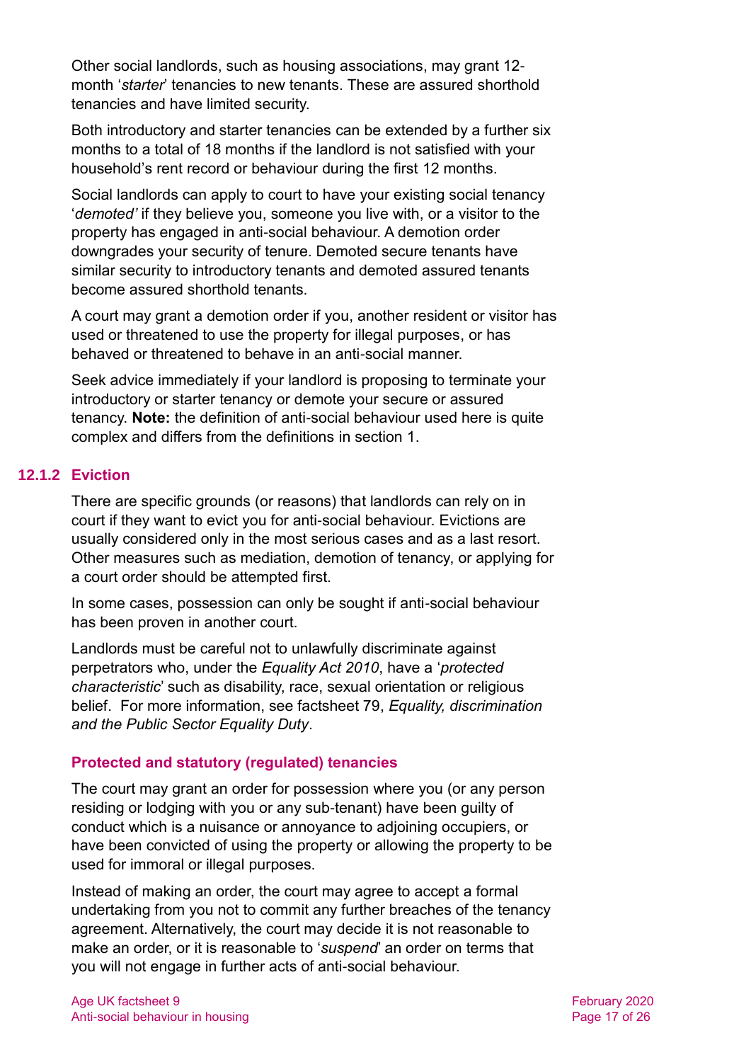Other social landlords, such as housing associations, may grant 12-month '*starter*' tenancies to new tenants. These are assured shorthold tenancies and have limited security.

Both introductory and starter tenancies can be extended by a further six months to a total of 18 months if the landlord is not satisfied with your household's rent record or behaviour during the first 12 months.

Social landlords can apply to court to have your existing social tenancy '*demoted'* if they believe you, someone you live with, or a visitor to the property has engaged in anti-social behaviour. A demotion order downgrades your security of tenure. Demoted secure tenants have similar security to introductory tenants and demoted assured tenants become assured shorthold tenants.

A court may grant a demotion order if you, another resident or visitor has used or threatened to use the property for illegal purposes, or has behaved or threatened to behave in an anti-social manner.

Seek advice immediately if your landlord is proposing to terminate your introductory or starter tenancy or demote your secure or assured tenancy. **Note:** the definition of anti-social behaviour used here is quite complex and differs from the definitions in section 1.

### 12.1.2 Eviction

There are specific grounds (or reasons) that landlords can rely on in court if they want to evict you for anti-social behaviour. Evictions are usually considered only in the most serious cases and as a last resort. Other measures such as mediation, demotion of tenancy, or applying for a court order should be attempted first.

In some cases, possession can only be sought if anti-social behaviour has been proven in another court.

Landlords must be careful not to unlawfully discriminate against perpetrators who, under the *Equality Act 2010*, have a '*protected characteristic*' such as disability, race, sexual orientation or religious belief. For more information, see factsheet 79, *Equality, discrimination and the Public Sector Equality Duty*.

#### Protected and statutory (regulated) tenancies

The court may grant an order for possession where you (or any person residing or lodging with you or any sub-tenant) have been guilty of conduct which is a nuisance or annoyance to adjoining occupiers, or have been convicted of using the property or allowing the property to be used for immoral or illegal purposes.

Instead of making an order, the court may agree to accept a formal undertaking from you not to commit any further breaches of the tenancy agreement. Alternatively, the court may decide it is not reasonable to make an order, or it is reasonable to '*suspend*' an order on terms that you will not engage in further acts of anti-social behaviour.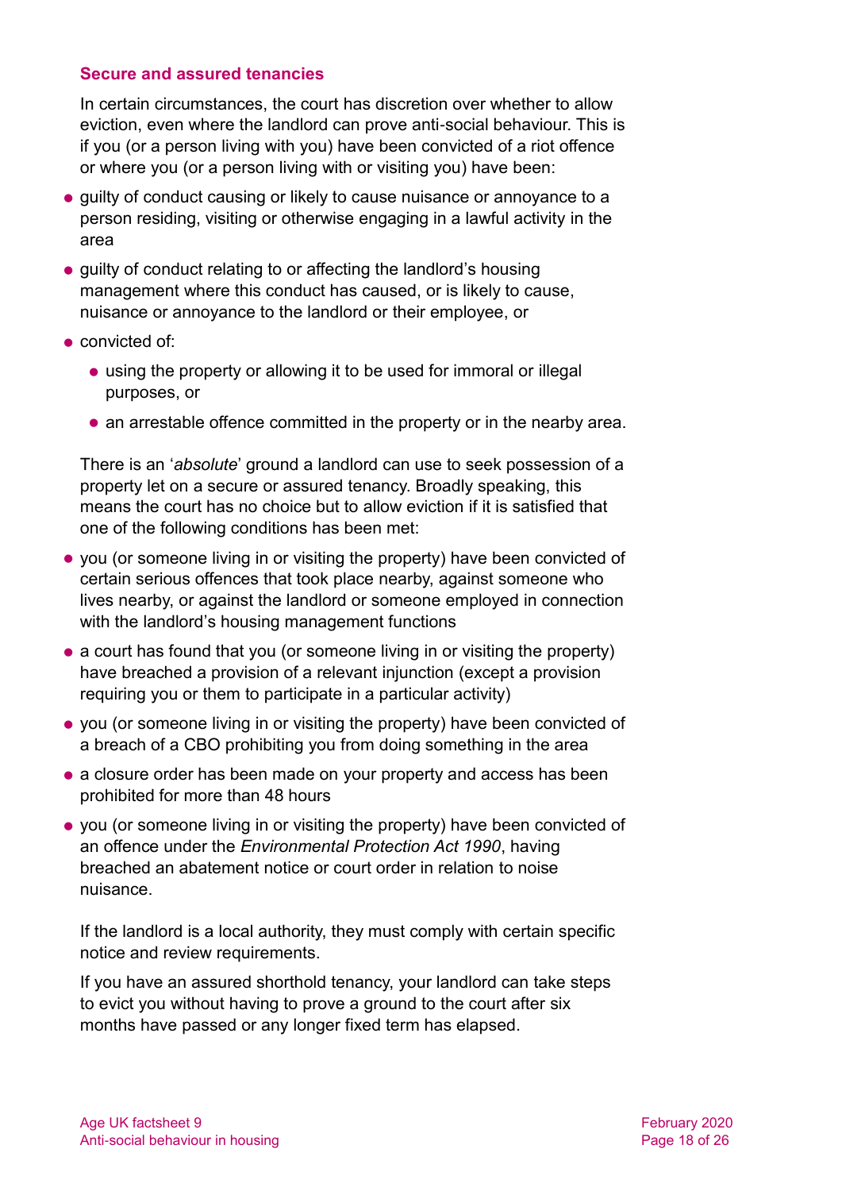### Secure and assured tenancies

In certain circumstances, the court has discretion over whether to allow eviction, even where the landlord can prove anti-social behaviour. This is if you (or a person living with you) have been convicted of a riot offence or where you (or a person living with or visiting you) have been:

- guilty of conduct causing or likely to cause nuisance or annoyance to a person residing, visiting or otherwise engaging in a lawful activity in the area
- guilty of conduct relating to or affecting the landlord's housing management where this conduct has caused, or is likely to cause, nuisance or annoyance to the landlord or their employee, or
- convicted of:
  - using the property or allowing it to be used for immoral or illegal purposes, or
  - an arrestable offence committed in the property or in the nearby area.

There is an '*absolute*' ground a landlord can use to seek possession of a property let on a secure or assured tenancy. Broadly speaking, this means the court has no choice but to allow eviction if it is satisfied that one of the following conditions has been met:

- you (or someone living in or visiting the property) have been convicted of certain serious offences that took place nearby, against someone who lives nearby, or against the landlord or someone employed in connection with the landlord's housing management functions
- a court has found that you (or someone living in or visiting the property) have breached a provision of a relevant injunction (except a provision requiring you or them to participate in a particular activity)
- you (or someone living in or visiting the property) have been convicted of a breach of a CBO prohibiting you from doing something in the area
- a closure order has been made on your property and access has been prohibited for more than 48 hours
- you (or someone living in or visiting the property) have been convicted of an offence under the *Environmental Protection Act 1990*, having breached an abatement notice or court order in relation to noise nuisance.

If the landlord is a local authority, they must comply with certain specific notice and review requirements.

If you have an assured shorthold tenancy, your landlord can take steps to evict you without having to prove a ground to the court after six months have passed or any longer fixed term has elapsed.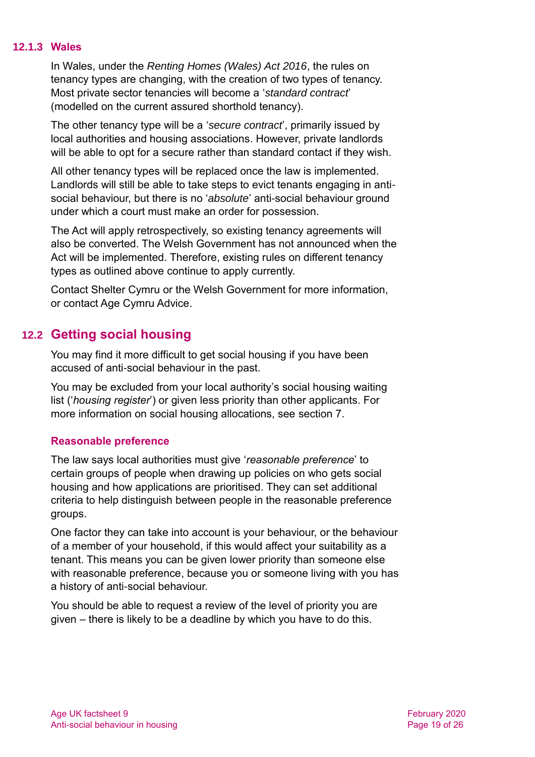### 12.1.3 Wales

In Wales, under the *Renting Homes (Wales) Act 2016*, the rules on tenancy types are changing, with the creation of two types of tenancy. Most private sector tenancies will become a '*standard contract*' (modelled on the current assured shorthold tenancy).

The other tenancy type will be a '*secure contract*', primarily issued by local authorities and housing associations. However, private landlords will be able to opt for a secure rather than standard contact if they wish.

All other tenancy types will be replaced once the law is implemented. Landlords will still be able to take steps to evict tenants engaging in anti-social behaviour, but there is no '*absolute*' anti-social behaviour ground under which a court must make an order for possession.

The Act will apply retrospectively, so existing tenancy agreements will also be converted. The Welsh Government has not announced when the Act will be implemented. Therefore, existing rules on different tenancy types as outlined above continue to apply currently.

Contact Shelter Cymru or the Welsh Government for more information, or contact Age Cymru Advice.

## 12.2 Getting social housing

You may find it more difficult to get social housing if you have been accused of anti-social behaviour in the past.

You may be excluded from your local authority's social housing waiting list ('*housing register*') or given less priority than other applicants. For more information on social housing allocations, see section 7.

**Reasonable preference**

The law says local authorities must give '*reasonable preference*' to certain groups of people when drawing up policies on who gets social housing and how applications are prioritised. They can set additional criteria to help distinguish between people in the reasonable preference groups.

One factor they can take into account is your behaviour, or the behaviour of a member of your household, if this would affect your suitability as a tenant. This means you can be given lower priority than someone else with reasonable preference, because you or someone living with you has a history of anti-social behaviour.

You should be able to request a review of the level of priority you are given – there is likely to be a deadline by which you have to do this.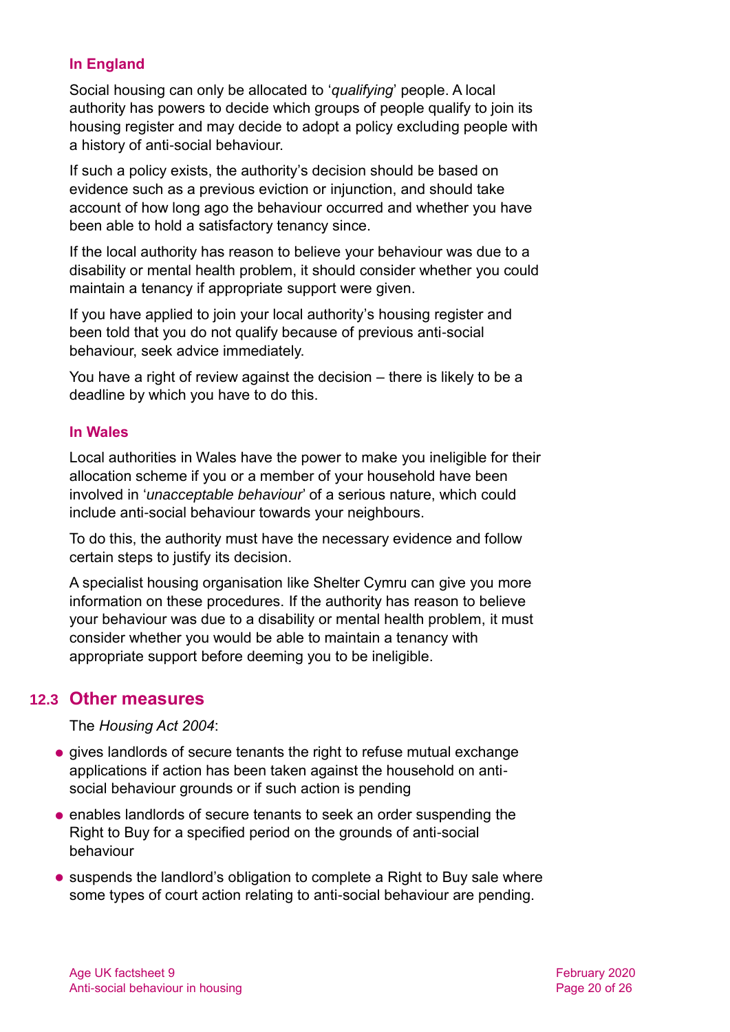### In England

Social housing can only be allocated to '*qualifying*' people. A local authority has powers to decide which groups of people qualify to join its housing register and may decide to adopt a policy excluding people with a history of anti-social behaviour.

If such a policy exists, the authority's decision should be based on evidence such as a previous eviction or injunction, and should take account of how long ago the behaviour occurred and whether you have been able to hold a satisfactory tenancy since.

If the local authority has reason to believe your behaviour was due to a disability or mental health problem, it should consider whether you could maintain a tenancy if appropriate support were given.

If you have applied to join your local authority's housing register and been told that you do not qualify because of previous anti-social behaviour, seek advice immediately.

You have a right of review against the decision – there is likely to be a deadline by which you have to do this.

### In Wales

Local authorities in Wales have the power to make you ineligible for their allocation scheme if you or a member of your household have been involved in '*unacceptable behaviour*' of a serious nature, which could include anti-social behaviour towards your neighbours.

To do this, the authority must have the necessary evidence and follow certain steps to justify its decision.

A specialist housing organisation like Shelter Cymru can give you more information on these procedures. If the authority has reason to believe your behaviour was due to a disability or mental health problem, it must consider whether you would be able to maintain a tenancy with appropriate support before deeming you to be ineligible.

## 12.3 Other measures

The *Housing Act 2004*:

- gives landlords of secure tenants the right to refuse mutual exchange applications if action has been taken against the household on anti-social behaviour grounds or if such action is pending
- enables landlords of secure tenants to seek an order suspending the Right to Buy for a specified period on the grounds of anti-social behaviour
- suspends the landlord's obligation to complete a Right to Buy sale where some types of court action relating to anti-social behaviour are pending.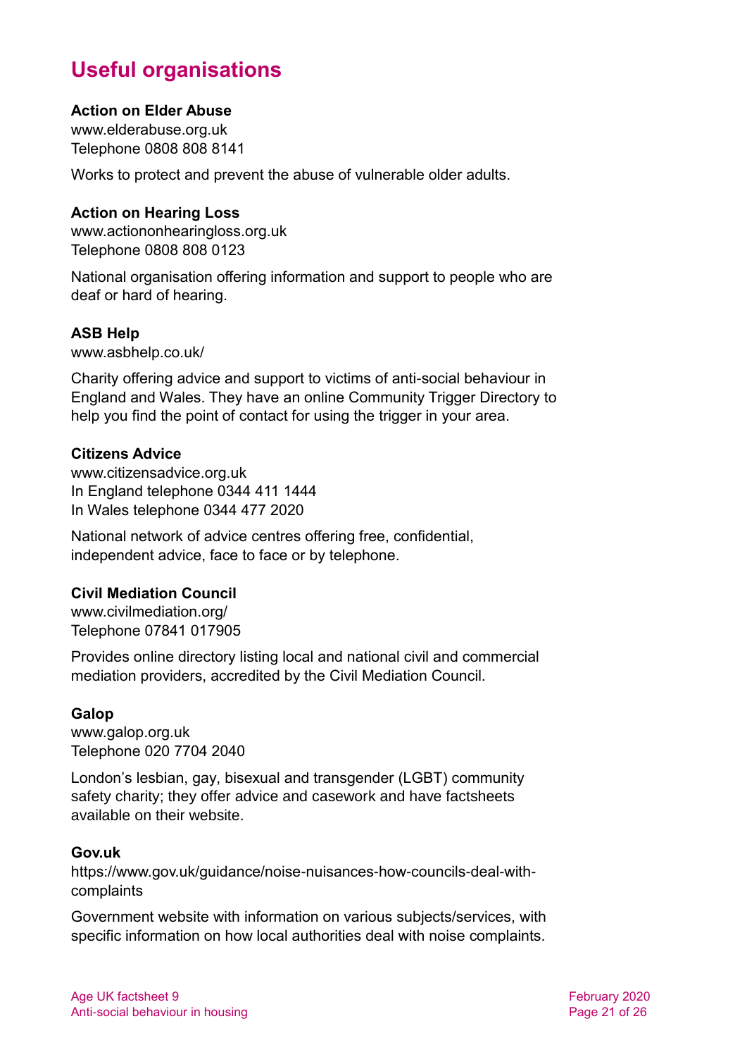## Useful organisations

**Action on Elder Abuse**
www.elderabuse.org.uk
Telephone 0808 808 8141

Works to protect and prevent the abuse of vulnerable older adults.

**Action on Hearing Loss**
www.actiononhearingloss.org.uk
Telephone 0808 808 0123

National organisation offering information and support to people who are deaf or hard of hearing.

**ASB Help**
www.asbhelp.co.uk/

Charity offering advice and support to victims of anti-social behaviour in England and Wales. They have an online Community Trigger Directory to help you find the point of contact for using the trigger in your area.

**Citizens Advice**
www.citizensadvice.org.uk
In England telephone 0344 411 1444
In Wales telephone 0344 477 2020

National network of advice centres offering free, confidential, independent advice, face to face or by telephone.

**Civil Mediation Council**
www.civilmediation.org/
Telephone 07841 017905

Provides online directory listing local and national civil and commercial mediation providers, accredited by the Civil Mediation Council.

**Galop**
www.galop.org.uk
Telephone 020 7704 2040

London's lesbian, gay, bisexual and transgender (LGBT) community safety charity; they offer advice and casework and have factsheets available on their website.

**Gov.uk**
https://www.gov.uk/guidance/noise-nuisances-how-councils-deal-with-complaints

Government website with information on various subjects/services, with specific information on how local authorities deal with noise complaints.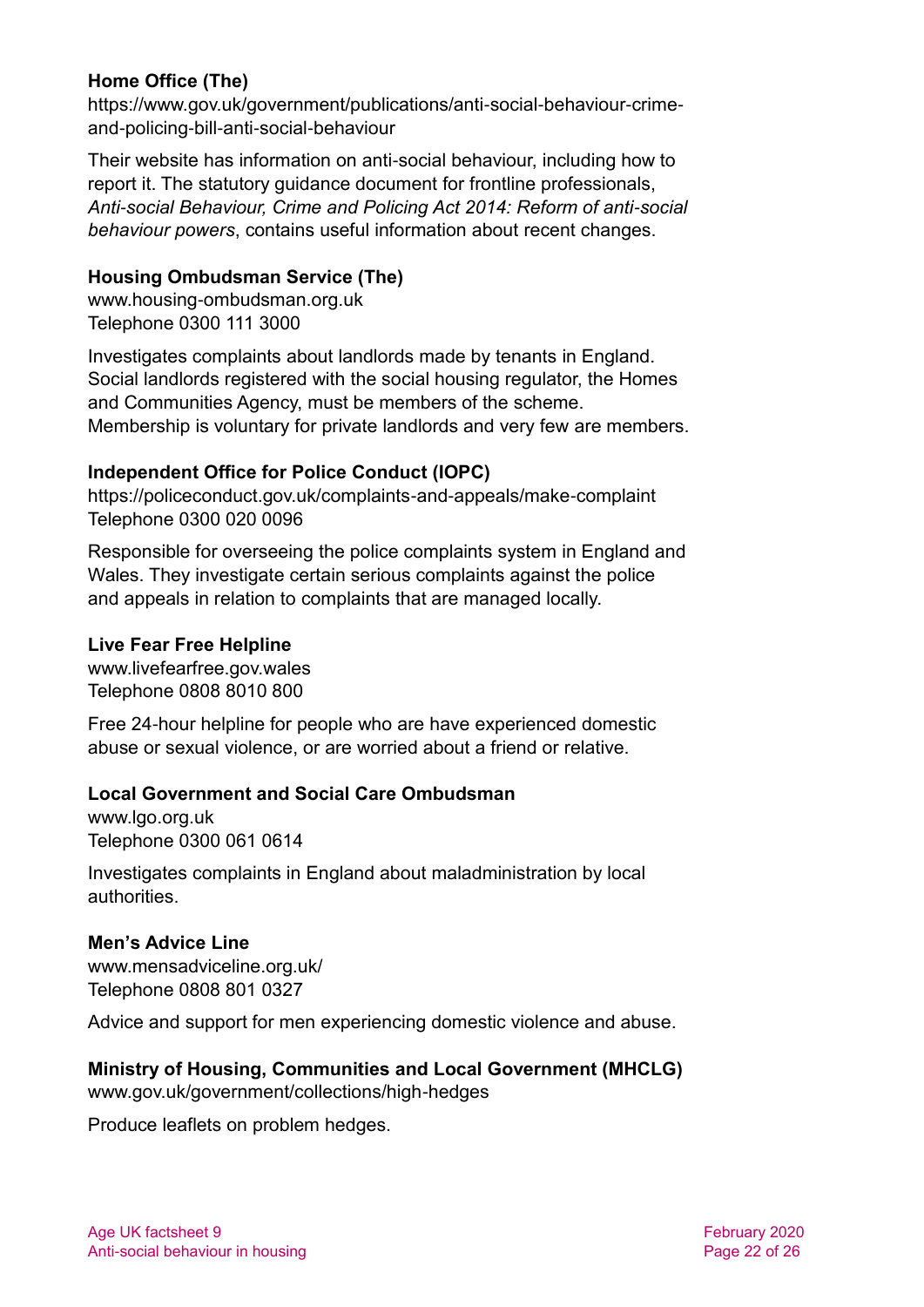**Home Office (The)**
https://www.gov.uk/government/publications/anti-social-behaviour-crime-and-policing-bill-anti-social-behaviour

Their website has information on anti-social behaviour, including how to report it. The statutory guidance document for frontline professionals, *Anti-social Behaviour, Crime and Policing Act 2014: Reform of anti-social behaviour powers*, contains useful information about recent changes.

**Housing Ombudsman Service (The)**
www.housing-ombudsman.org.uk
Telephone 0300 111 3000

Investigates complaints about landlords made by tenants in England. Social landlords registered with the social housing regulator, the Homes and Communities Agency, must be members of the scheme. Membership is voluntary for private landlords and very few are members.

**Independent Office for Police Conduct (IOPC)**
https://policeconduct.gov.uk/complaints-and-appeals/make-complaint
Telephone 0300 020 0096

Responsible for overseeing the police complaints system in England and Wales. They investigate certain serious complaints against the police and appeals in relation to complaints that are managed locally.

**Live Fear Free Helpline**
www.livefearfree.gov.wales
Telephone 0808 8010 800

Free 24-hour helpline for people who are have experienced domestic abuse or sexual violence, or are worried about a friend or relative.

**Local Government and Social Care Ombudsman**
www.lgo.org.uk
Telephone 0300 061 0614

Investigates complaints in England about maladministration by local authorities.

**Men's Advice Line**
www.mensadviceline.org.uk/
Telephone 0808 801 0327

Advice and support for men experiencing domestic violence and abuse.

**Ministry of Housing, Communities and Local Government (MHCLG)**
www.gov.uk/government/collections/high-hedges

Produce leaflets on problem hedges.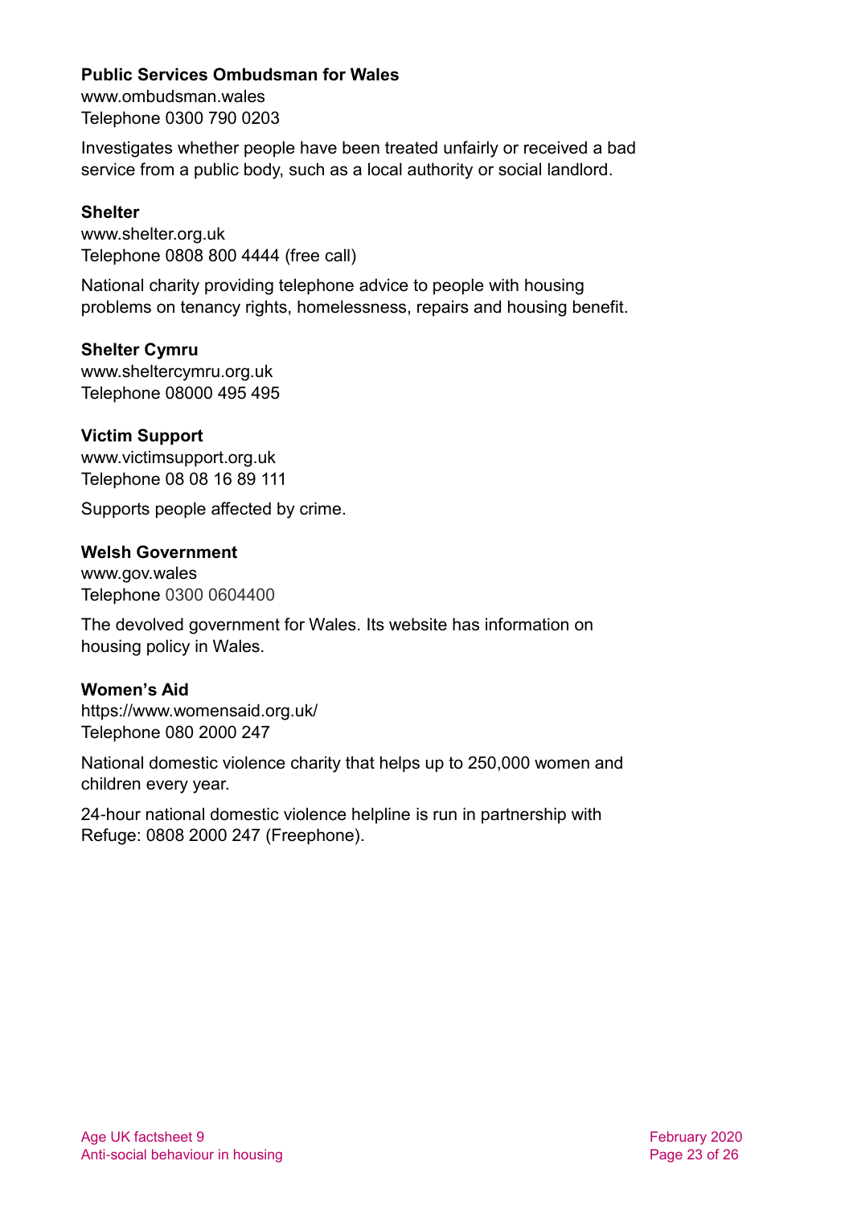**Public Services Ombudsman for Wales**
www.ombudsman.wales
Telephone 0300 790 0203

Investigates whether people have been treated unfairly or received a bad service from a public body, such as a local authority or social landlord.

**Shelter**
www.shelter.org.uk
Telephone 0808 800 4444 (free call)

National charity providing telephone advice to people with housing problems on tenancy rights, homelessness, repairs and housing benefit.

**Shelter Cymru**
www.sheltercymru.org.uk
Telephone 08000 495 495

**Victim Support**
www.victimsupport.org.uk
Telephone 08 08 16 89 111

Supports people affected by crime.

**Welsh Government**
www.gov.wales
Telephone 0300 0604400

The devolved government for Wales. Its website has information on housing policy in Wales.

**Women's Aid**
https://www.womensaid.org.uk/
Telephone 080 2000 247

National domestic violence charity that helps up to 250,000 women and children every year.

24-hour national domestic violence helpline is run in partnership with Refuge: 0808 2000 247 (Freephone).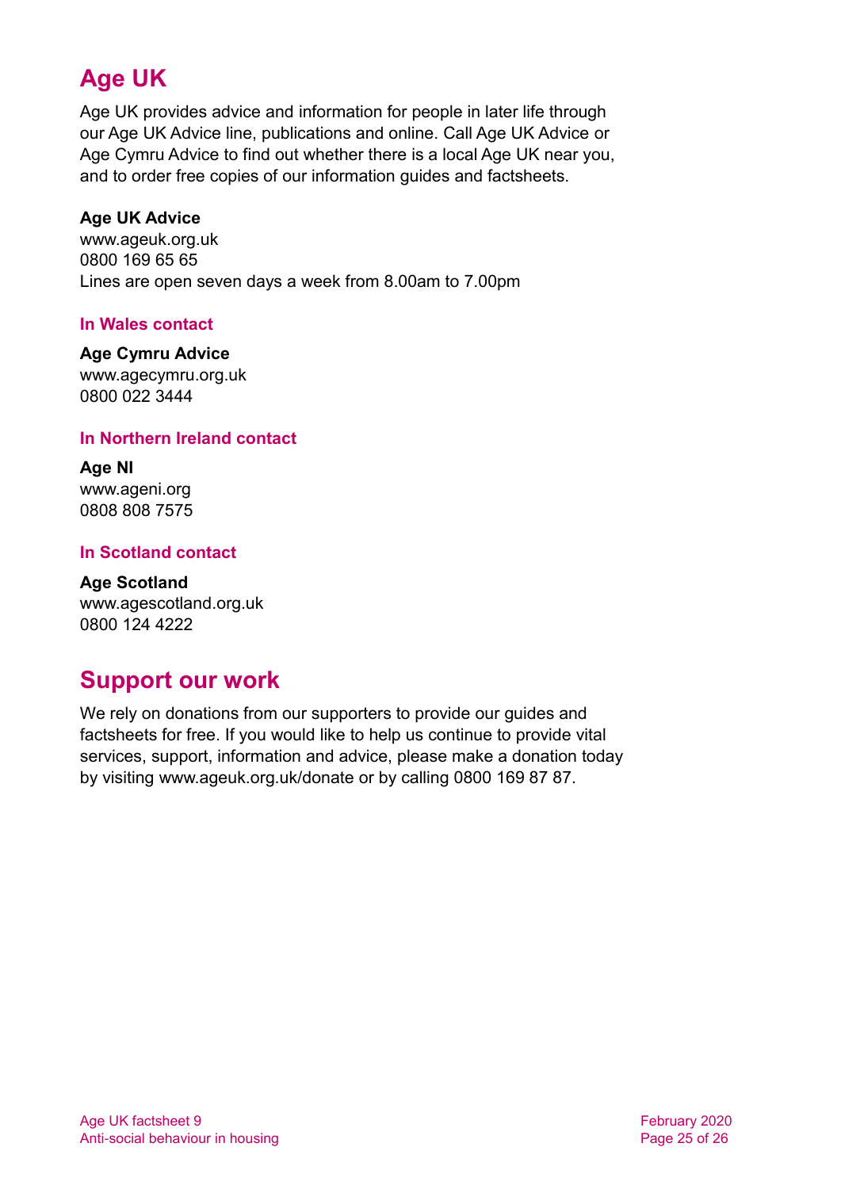## Age UK

Age UK provides advice and information for people in later life through our Age UK Advice line, publications and online. Call Age UK Advice or Age Cymru Advice to find out whether there is a local Age UK near you, and to order free copies of our information guides and factsheets.

**Age UK Advice**
www.ageuk.org.uk
0800 169 65 65
Lines are open seven days a week from 8.00am to 7.00pm

#### In Wales contact

**Age Cymru Advice**
www.agecymru.org.uk
0800 022 3444

#### In Northern Ireland contact

**Age NI**
www.ageni.org
0808 808 7575

#### In Scotland contact

**Age Scotland**
www.agescotland.org.uk
0800 124 4222

## Support our work

We rely on donations from our supporters to provide our guides and factsheets for free. If you would like to help us continue to provide vital services, support, information and advice, please make a donation today by visiting www.ageuk.org.uk/donate or by calling 0800 169 87 87.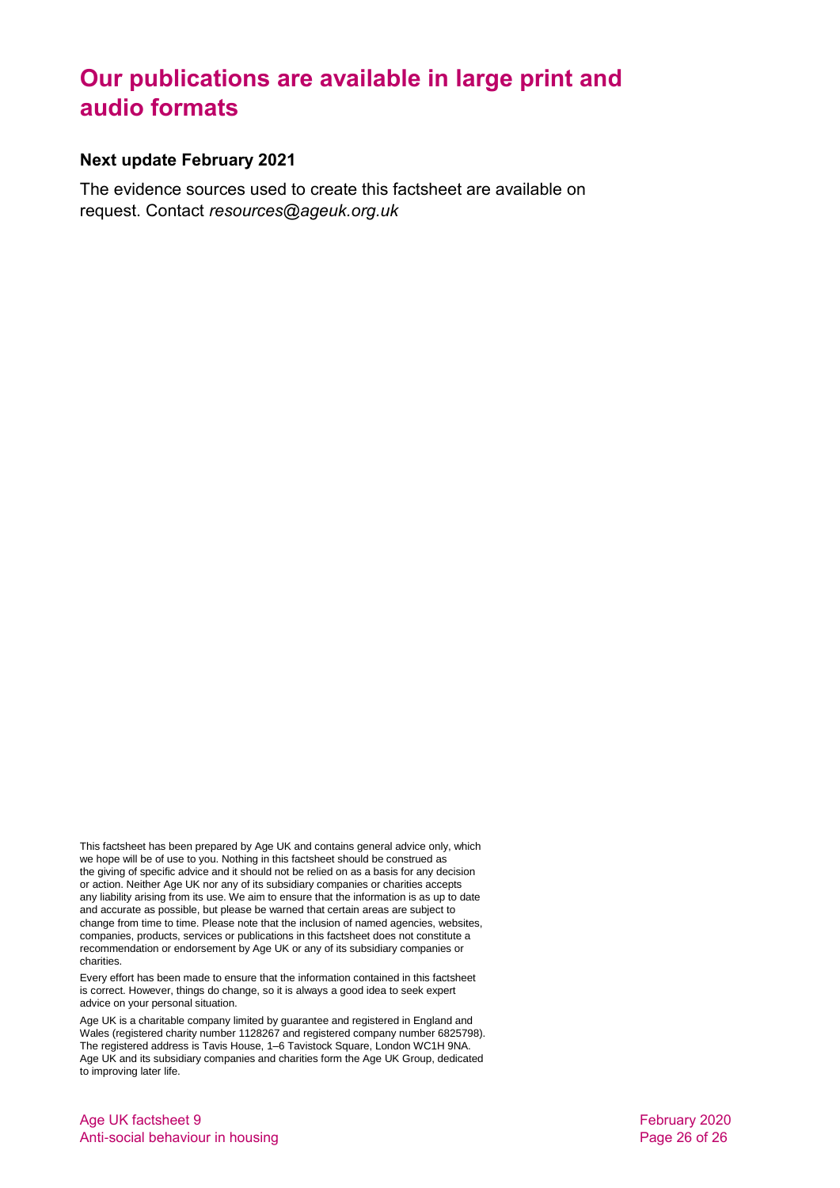# Our publications are available in large print and audio formats

**Next update February 2021**

The evidence sources used to create this factsheet are available on request. Contact *resources@ageuk.org.uk*

This factsheet has been prepared by Age UK and contains general advice only, which we hope will be of use to you. Nothing in this factsheet should be construed as the giving of specific advice and it should not be relied on as a basis for any decision or action. Neither Age UK nor any of its subsidiary companies or charities accepts any liability arising from its use. We aim to ensure that the information is as up to date and accurate as possible, but please be warned that certain areas are subject to change from time to time. Please note that the inclusion of named agencies, websites, companies, products, services or publications in this factsheet does not constitute a recommendation or endorsement by Age UK or any of its subsidiary companies or charities.

Every effort has been made to ensure that the information contained in this factsheet is correct. However, things do change, so it is always a good idea to seek expert advice on your personal situation.

Age UK is a charitable company limited by guarantee and registered in England and Wales (registered charity number 1128267 and registered company number 6825798). The registered address is Tavis House, 1–6 Tavistock Square, London WC1H 9NA. Age UK and its subsidiary companies and charities form the Age UK Group, dedicated to improving later life.